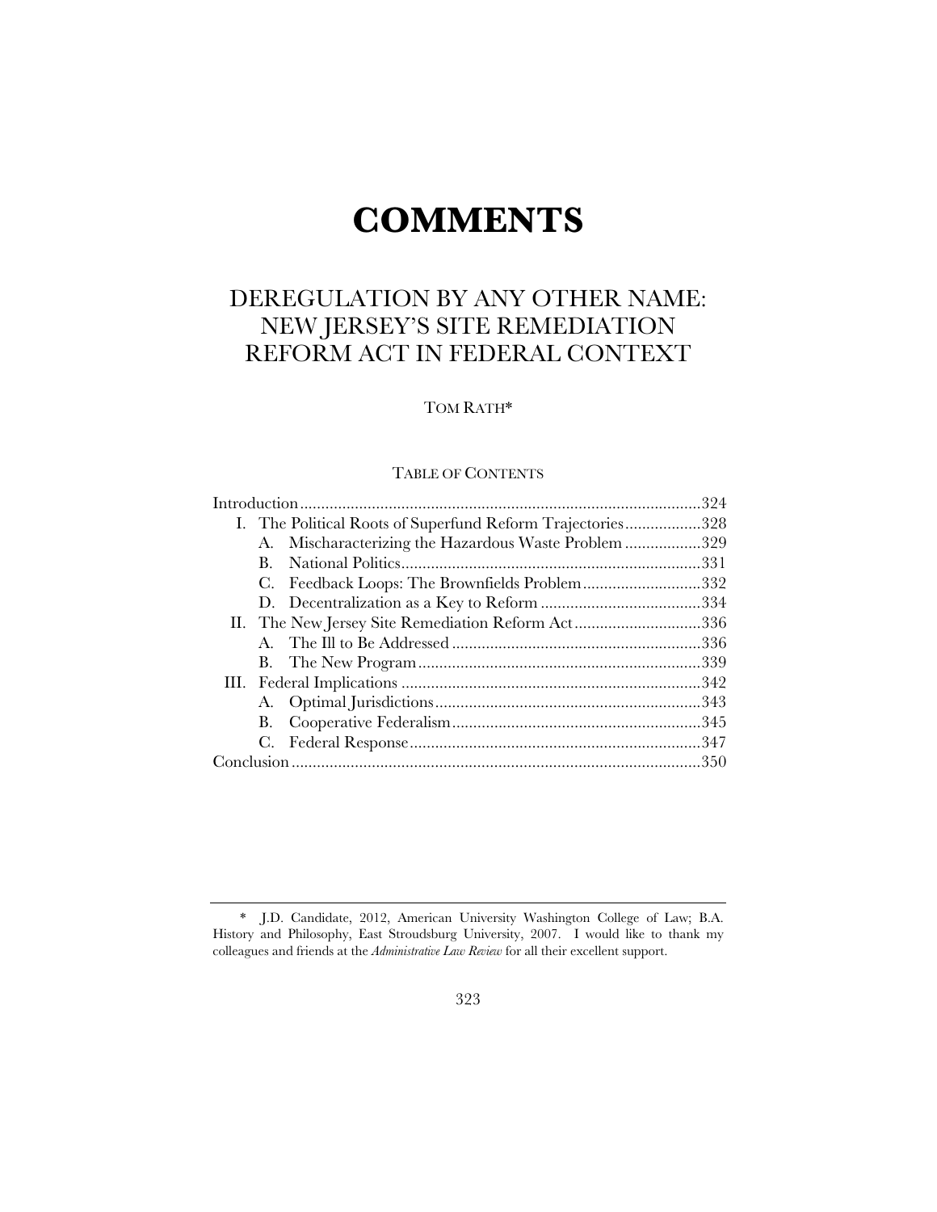# COMMENTS

## DEREGULATION BY ANY OTHER NAME: NEW JERSEY'S SITE REMEDIATION REFORM ACT IN FEDERAL CONTEXT

TOM RATH*

TABLE OF CONTENTS

Introduction ............................................................................................324
I. The Political Roots of Superfund Reform Trajectories..................328
  A. Mischaracterizing the Hazardous Waste Problem ..................329
  B. National Politics......................................................................331
  C. Feedback Loops: The Brownfields Problem............................332
  D. Decentralization as a Key to Reform ......................................334
II. The New Jersey Site Remediation Reform Act..............................336
  A. The Ill to Be Addressed ...........................................................336
  B. The New Program...................................................................339
III. Federal Implications ......................................................................342
  A. Optimal Jurisdictions...............................................................343
  B. Cooperative Federalism...........................................................345
  C. Federal Response.....................................................................347
Conclusion ...............................................................................................350

---

\* J.D. Candidate, 2012, American University Washington College of Law; B.A. History and Philosophy, East Stroudsburg University, 2007. I would like to thank my colleagues and friends at the *Administrative Law Review* for all their excellent support.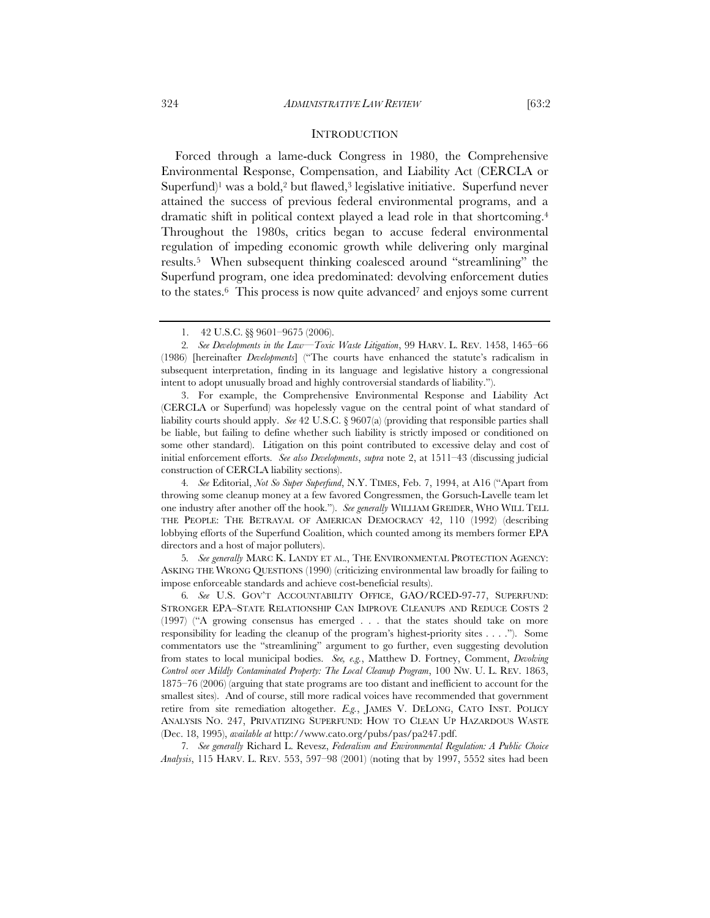## INTRODUCTION

Forced through a lame-duck Congress in 1980, the Comprehensive Environmental Response, Compensation, and Liability Act (CERCLA or Superfund)[1] was a bold,[2] but flawed,[3] legislative initiative. Superfund never attained the success of previous federal environmental programs, and a dramatic shift in political context played a lead role in that shortcoming.[4] Throughout the 1980s, critics began to accuse federal environmental regulation of impeding economic growth while delivering only marginal results.[5] When subsequent thinking coalesced around "streamlining" the Superfund program, one idea predominated: devolving enforcement duties to the states.[6] This process is now quite advanced[7] and enjoys some current

---

1. 42 U.S.C. §§ 9601–9675 (2006).

2. *See Developments in the Law—Toxic Waste Litigation*, 99 HARV. L. REV. 1458, 1465–66 (1986) [hereinafter *Developments*] ("The courts have enhanced the statute's radicalism in subsequent interpretation, finding in its language and legislative history a congressional intent to adopt unusually broad and highly controversial standards of liability.").

3. For example, the Comprehensive Environmental Response and Liability Act (CERCLA or Superfund) was hopelessly vague on the central point of what standard of liability courts should apply. *See* 42 U.S.C. § 9607(a) (providing that responsible parties shall be liable, but failing to define whether such liability is strictly imposed or conditioned on some other standard). Litigation on this point contributed to excessive delay and cost of initial enforcement efforts. *See also Developments*, *supra* note 2, at 1511–43 (discussing judicial construction of CERCLA liability sections).

4. *See* Editorial, *Not So Super Superfund*, N.Y. TIMES, Feb. 7, 1994, at A16 ("Apart from throwing some cleanup money at a few favored Congressmen, the Gorsuch-Lavelle team let one industry after another off the hook."). *See generally* WILLIAM GREIDER, WHO WILL TELL THE PEOPLE: THE BETRAYAL OF AMERICAN DEMOCRACY 42, 110 (1992) (describing lobbying efforts of the Superfund Coalition, which counted among its members former EPA directors and a host of major polluters).

5. *See generally* MARC K. LANDY ET AL., THE ENVIRONMENTAL PROTECTION AGENCY: ASKING THE WRONG QUESTIONS (1990) (criticizing environmental law broadly for failing to impose enforceable standards and achieve cost-beneficial results).

6. *See* U.S. GOV'T ACCOUNTABILITY OFFICE, GAO/RCED-97-77, SUPERFUND: STRONGER EPA–STATE RELATIONSHIP CAN IMPROVE CLEANUPS AND REDUCE COSTS 2 (1997) ("A growing consensus has emerged . . . that the states should take on more responsibility for leading the cleanup of the program's highest-priority sites . . . ."). Some commentators use the "streamlining" argument to go further, even suggesting devolution from states to local municipal bodies. *See, e.g.*, Matthew D. Fortney, Comment, *Devolving Control over Mildly Contaminated Property: The Local Cleanup Program*, 100 NW. U. L. REV. 1863, 1875–76 (2006) (arguing that state programs are too distant and inefficient to account for the smallest sites). And of course, still more radical voices have recommended that government retire from site remediation altogether. *E.g.*, JAMES V. DELONG, CATO INST. POLICY ANALYSIS NO. 247, PRIVATIZING SUPERFUND: HOW TO CLEAN UP HAZARDOUS WASTE (Dec. 18, 1995), *available at* http://www.cato.org/pubs/pas/pa247.pdf.

7. *See generally* Richard L. Revesz, *Federalism and Environmental Regulation: A Public Choice Analysis*, 115 HARV. L. REV. 553, 597–98 (2001) (noting that by 1997, 5552 sites had been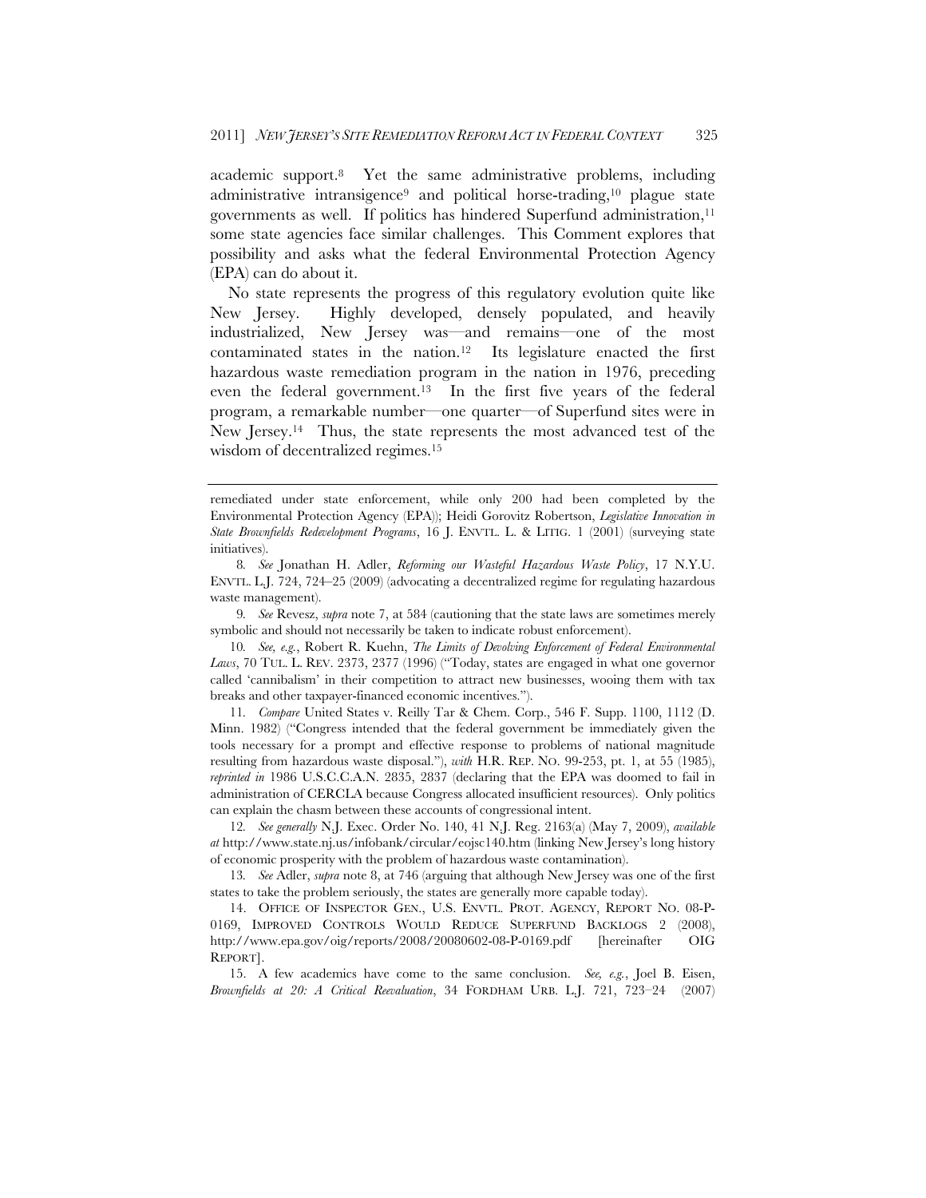academic support.[8] Yet the same administrative problems, including administrative intransigence[9] and political horse-trading,[10] plague state governments as well. If politics has hindered Superfund administration,[11] some state agencies face similar challenges. This Comment explores that possibility and asks what the federal Environmental Protection Agency (EPA) can do about it.

No state represents the progress of this regulatory evolution quite like New Jersey. Highly developed, densely populated, and heavily industrialized, New Jersey was—and remains—one of the most contaminated states in the nation.[12] Its legislature enacted the first hazardous waste remediation program in the nation in 1976, preceding even the federal government.[13] In the first five years of the federal program, a remarkable number—one quarter—of Superfund sites were in New Jersey.[14] Thus, the state represents the most advanced test of the wisdom of decentralized regimes.[15]

---

remediated under state enforcement, while only 200 had been completed by the Environmental Protection Agency (EPA)); Heidi Gorovitz Robertson, *Legislative Innovation in State Brownfields Redevelopment Programs*, 16 J. ENVTL. L. & LITIG. 1 (2001) (surveying state initiatives).

8. *See* Jonathan H. Adler, *Reforming our Wasteful Hazardous Waste Policy*, 17 N.Y.U. ENVTL. L.J. 724, 724–25 (2009) (advocating a decentralized regime for regulating hazardous waste management).

9. *See* Revesz, *supra* note 7, at 584 (cautioning that the state laws are sometimes merely symbolic and should not necessarily be taken to indicate robust enforcement).

10. *See, e.g.*, Robert R. Kuehn, *The Limits of Devolving Enforcement of Federal Environmental Laws*, 70 TUL. L. REV. 2373, 2377 (1996) ("Today, states are engaged in what one governor called 'cannibalism' in their competition to attract new businesses, wooing them with tax breaks and other taxpayer-financed economic incentives.").

11. *Compare* United States v. Reilly Tar & Chem. Corp., 546 F. Supp. 1100, 1112 (D. Minn. 1982) ("Congress intended that the federal government be immediately given the tools necessary for a prompt and effective response to problems of national magnitude resulting from hazardous waste disposal."), *with* H.R. REP. NO. 99-253, pt. 1, at 55 (1985), *reprinted in* 1986 U.S.C.C.A.N. 2835, 2837 (declaring that the EPA was doomed to fail in administration of CERCLA because Congress allocated insufficient resources). Only politics can explain the chasm between these accounts of congressional intent.

12. *See generally* N.J. Exec. Order No. 140, 41 N.J. Reg. 2163(a) (May 7, 2009), *available at* http://www.state.nj.us/infobank/circular/eojsc140.htm (linking New Jersey's long history of economic prosperity with the problem of hazardous waste contamination).

13. *See* Adler, *supra* note 8, at 746 (arguing that although New Jersey was one of the first states to take the problem seriously, the states are generally more capable today).

14. OFFICE OF INSPECTOR GEN., U.S. ENVTL. PROT. AGENCY, REPORT NO. 08-P-0169, IMPROVED CONTROLS WOULD REDUCE SUPERFUND BACKLOGS 2 (2008), http://www.epa.gov/oig/reports/2008/20080602-08-P-0169.pdf [hereinafter OIG REPORT].

15. A few academics have come to the same conclusion. *See, e.g.*, Joel B. Eisen, *Brownfields at 20: A Critical Reevaluation*, 34 FORDHAM URB. L.J. 721, 723–24 (2007)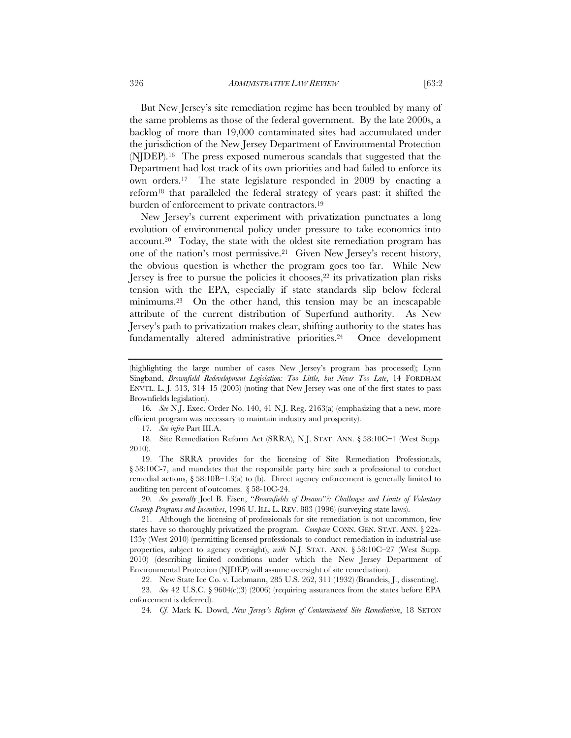But New Jersey's site remediation regime has been troubled by many of the same problems as those of the federal government. By the late 2000s, a backlog of more than 19,000 contaminated sites had accumulated under the jurisdiction of the New Jersey Department of Environmental Protection (NJDEP).[16] The press exposed numerous scandals that suggested that the Department had lost track of its own priorities and had failed to enforce its own orders.[17] The state legislature responded in 2009 by enacting a reform[18] that paralleled the federal strategy of years past: it shifted the burden of enforcement to private contractors.[19]

New Jersey's current experiment with privatization punctuates a long evolution of environmental policy under pressure to take economics into account.[20] Today, the state with the oldest site remediation program has one of the nation's most permissive.[21] Given New Jersey's recent history, the obvious question is whether the program goes too far. While New Jersey is free to pursue the policies it chooses,[22] its privatization plan risks tension with the EPA, especially if state standards slip below federal minimums.[23] On the other hand, this tension may be an inescapable attribute of the current distribution of Superfund authority. As New Jersey's path to privatization makes clear, shifting authority to the states has fundamentally altered administrative priorities.[24] Once development

---

(highlighting the large number of cases New Jersey's program has processed); Lynn Singband, *Brownfield Redevelopment Legislation: Too Little, but Never Too Late*, 14 FORDHAM ENVTL. L. J. 313, 314–15 (2003) (noting that New Jersey was one of the first states to pass Brownfields legislation).

16. *See* N.J. Exec. Order No. 140, 41 N.J. Reg. 2163(a) (emphasizing that a new, more efficient program was necessary to maintain industry and prosperity).

17. *See infra* Part III.A.

18. Site Remediation Reform Act (SRRA), N.J. STAT. ANN. § 58:10C–1 (West Supp. 2010).

19. The SRRA provides for the licensing of Site Remediation Professionals, § 58:10C-7, and mandates that the responsible party hire such a professional to conduct remedial actions, § 58:10B–1.3(a) to (b). Direct agency enforcement is generally limited to auditing ten percent of outcomes. § 58-10C-24.

20. *See generally* Joel B. Eisen, "*Brownfields of Dreams*"*?: Challenges and Limits of Voluntary Cleanup Programs and Incentives*, 1996 U. ILL. L. REV. 883 (1996) (surveying state laws).

21. Although the licensing of professionals for site remediation is not uncommon, few states have so thoroughly privatized the program. *Compare* CONN. GEN. STAT. ANN. § 22a-133y (West 2010) (permitting licensed professionals to conduct remediation in industrial-use properties, subject to agency oversight), *with* N.J. STAT. ANN. § 58:10C–27 (West Supp. 2010) (describing limited conditions under which the New Jersey Department of Environmental Protection (NJDEP) will assume oversight of site remediation).

22. New State Ice Co. v. Liebmann, 285 U.S. 262, 311 (1932) (Brandeis, J., dissenting).

23. *See* 42 U.S.C. § 9604(c)(3) (2006) (requiring assurances from the states before EPA enforcement is deferred).

24. *Cf.* Mark K. Dowd, *New Jersey's Reform of Contaminated Site Remediation*, 18 SETON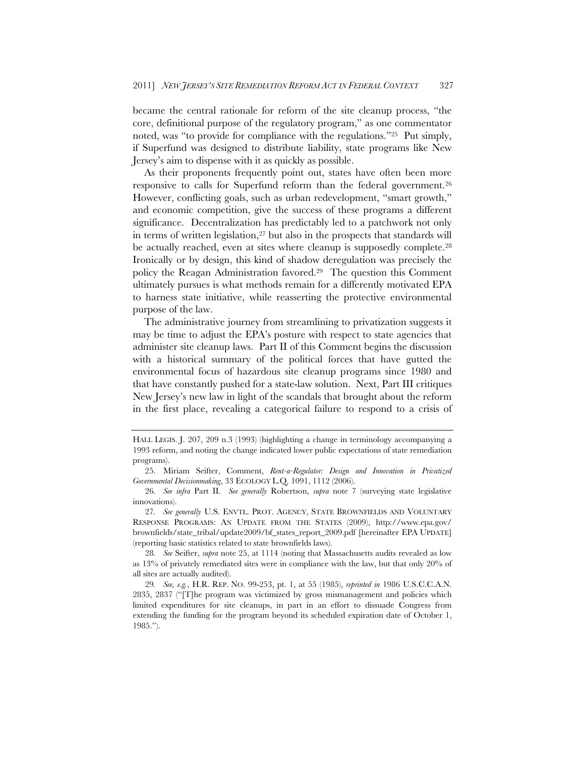became the central rationale for reform of the site cleanup process, "the core, definitional purpose of the regulatory program," as one commentator noted, was "to provide for compliance with the regulations."[25] Put simply, if Superfund was designed to distribute liability, state programs like New Jersey's aim to dispense with it as quickly as possible.

As their proponents frequently point out, states have often been more responsive to calls for Superfund reform than the federal government.[26] However, conflicting goals, such as urban redevelopment, "smart growth," and economic competition, give the success of these programs a different significance. Decentralization has predictably led to a patchwork not only in terms of written legislation,[27] but also in the prospects that standards will be actually reached, even at sites where cleanup is supposedly complete.[28] Ironically or by design, this kind of shadow deregulation was precisely the policy the Reagan Administration favored.[29] The question this Comment ultimately pursues is what methods remain for a differently motivated EPA to harness state initiative, while reasserting the protective environmental purpose of the law.

The administrative journey from streamlining to privatization suggests it may be time to adjust the EPA's posture with respect to state agencies that administer site cleanup laws. Part II of this Comment begins the discussion with a historical summary of the political forces that have gutted the environmental focus of hazardous site cleanup programs since 1980 and that have constantly pushed for a state-law solution. Next, Part III critiques New Jersey's new law in light of the scandals that brought about the reform in the first place, revealing a categorical failure to respond to a crisis of

---

HALL LEGIS. J. 207, 209 n.3 (1993) (highlighting a change in terminology accompanying a 1993 reform, and noting the change indicated lower public expectations of state remediation programs).

25. Miriam Seifter, Comment, *Rent-a-Regulator: Design and Innovation in Privatized Governmental Decisionmaking*, 33 ECOLOGY L.Q. 1091, 1112 (2006).

26. *See infra* Part II. *See generally* Robertson, *supra* note 7 (surveying state legislative innovations).

27. *See generally* U.S. ENVTL. PROT. AGENCY, STATE BROWNFIELDS AND VOLUNTARY RESPONSE PROGRAMS: AN UPDATE FROM THE STATES (2009), http://www.epa.gov/brownfields/state_tribal/update2009/bf_states_report_2009.pdf [hereinafter EPA UPDATE] (reporting basic statistics related to state brownfields laws).

28. *See* Seifter, *supra* note 25, at 1114 (noting that Massachusetts audits revealed as low as 13% of privately remediated sites were in compliance with the law, but that only 20% of all sites are actually audited).

29. *See, e.g.*, H.R. REP. NO. 99-253, pt. 1, at 55 (1985), *reprinted in* 1986 U.S.C.C.A.N. 2835, 2837 ("[T]he program was victimized by gross mismanagement and policies which limited expenditures for site cleanups, in part in an effort to dissuade Congress from extending the funding for the program beyond its scheduled expiration date of October 1, 1985.").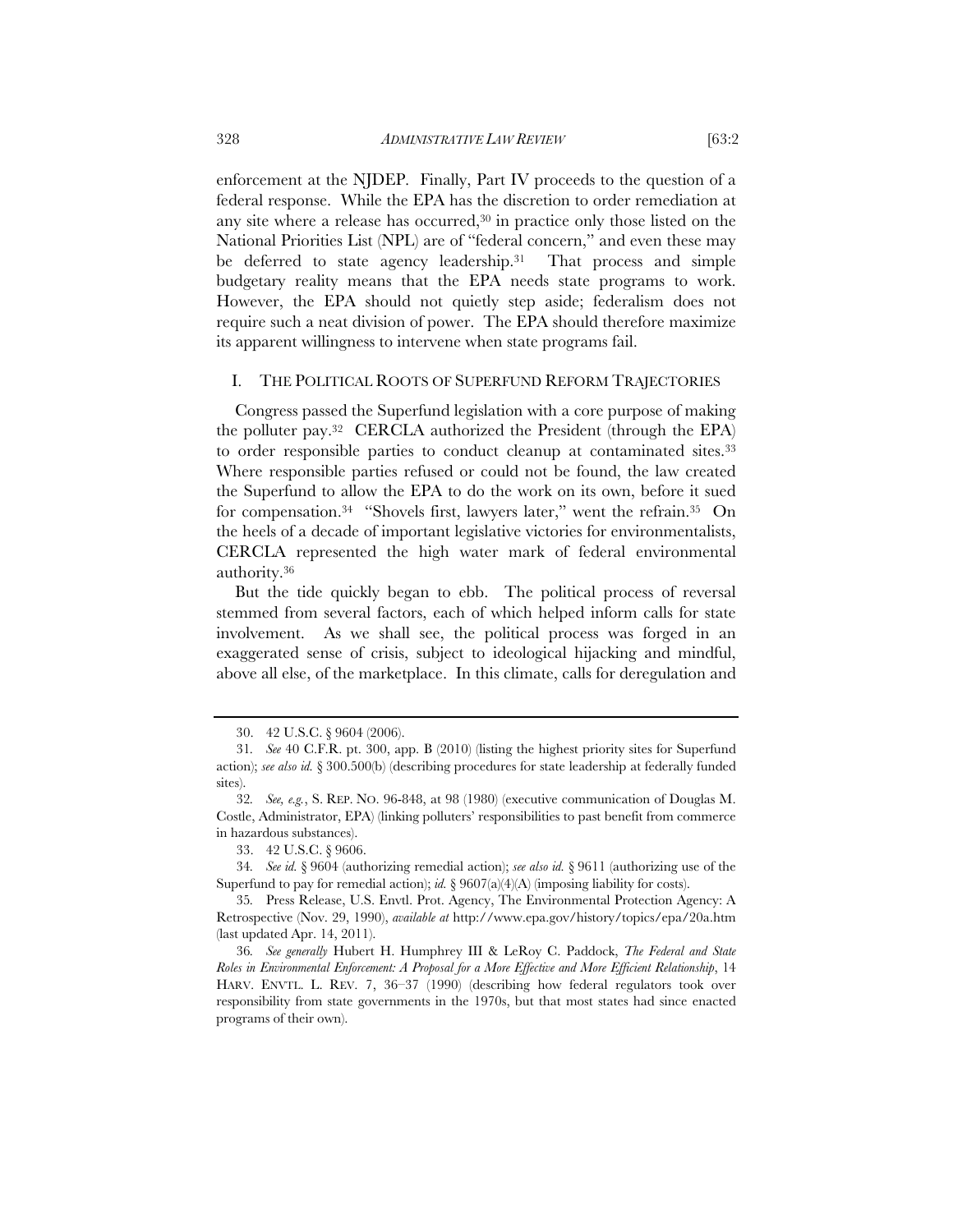enforcement at the NJDEP. Finally, Part IV proceeds to the question of a federal response. While the EPA has the discretion to order remediation at any site where a release has occurred,[30] in practice only those listed on the National Priorities List (NPL) are of "federal concern," and even these may be deferred to state agency leadership.[31] That process and simple budgetary reality means that the EPA needs state programs to work. However, the EPA should not quietly step aside; federalism does not require such a neat division of power. The EPA should therefore maximize its apparent willingness to intervene when state programs fail.

## I. THE POLITICAL ROOTS OF SUPERFUND REFORM TRAJECTORIES

Congress passed the Superfund legislation with a core purpose of making the polluter pay.[32] CERCLA authorized the President (through the EPA) to order responsible parties to conduct cleanup at contaminated sites.[33] Where responsible parties refused or could not be found, the law created the Superfund to allow the EPA to do the work on its own, before it sued for compensation.[34] "Shovels first, lawyers later," went the refrain.[35] On the heels of a decade of important legislative victories for environmentalists, CERCLA represented the high water mark of federal environmental authority.[36]

But the tide quickly began to ebb. The political process of reversal stemmed from several factors, each of which helped inform calls for state involvement. As we shall see, the political process was forged in an exaggerated sense of crisis, subject to ideological hijacking and mindful, above all else, of the marketplace. In this climate, calls for deregulation and

---

30. 42 U.S.C. § 9604 (2006).

31. *See* 40 C.F.R. pt. 300, app. B (2010) (listing the highest priority sites for Superfund action); *see also id.* § 300.500(b) (describing procedures for state leadership at federally funded sites).

32. *See, e.g.*, S. REP. NO. 96-848, at 98 (1980) (executive communication of Douglas M. Costle, Administrator, EPA) (linking polluters' responsibilities to past benefit from commerce in hazardous substances).

33. 42 U.S.C. § 9606.

34. *See id.* § 9604 (authorizing remedial action); *see also id.* § 9611 (authorizing use of the Superfund to pay for remedial action); *id.* § 9607(a)(4)(A) (imposing liability for costs).

35. Press Release, U.S. Envtl. Prot. Agency, The Environmental Protection Agency: A Retrospective (Nov. 29, 1990), *available at* http://www.epa.gov/history/topics/epa/20a.htm (last updated Apr. 14, 2011).

36. *See generally* Hubert H. Humphrey III & LeRoy C. Paddock, *The Federal and State Roles in Environmental Enforcement: A Proposal for a More Effective and More Efficient Relationship*, 14 HARV. ENVTL. L. REV. 7, 36–37 (1990) (describing how federal regulators took over responsibility from state governments in the 1970s, but that most states had since enacted programs of their own).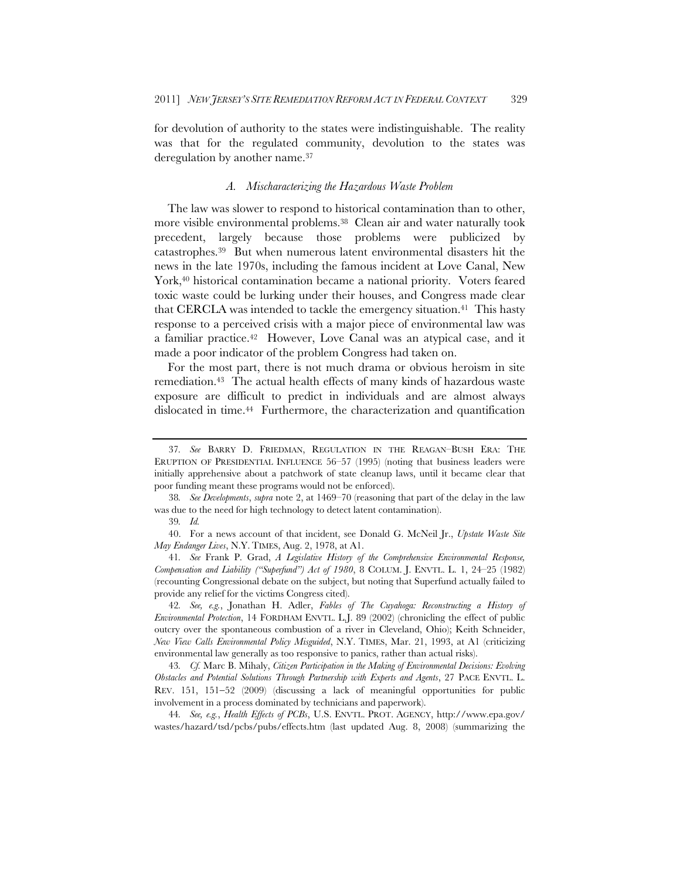for devolution of authority to the states were indistinguishable. The reality was that for the regulated community, devolution to the states was deregulation by another name.[37]

### *A. Mischaracterizing the Hazardous Waste Problem*

The law was slower to respond to historical contamination than to other, more visible environmental problems.[38] Clean air and water naturally took precedent, largely because those problems were publicized by catastrophes.[39] But when numerous latent environmental disasters hit the news in the late 1970s, including the famous incident at Love Canal, New York,[40] historical contamination became a national priority. Voters feared toxic waste could be lurking under their houses, and Congress made clear that CERCLA was intended to tackle the emergency situation.[41] This hasty response to a perceived crisis with a major piece of environmental law was a familiar practice.[42] However, Love Canal was an atypical case, and it made a poor indicator of the problem Congress had taken on.

For the most part, there is not much drama or obvious heroism in site remediation.[43] The actual health effects of many kinds of hazardous waste exposure are difficult to predict in individuals and are almost always dislocated in time.[44] Furthermore, the characterization and quantification

---

37. *See* BARRY D. FRIEDMAN, REGULATION IN THE REAGAN–BUSH ERA: THE ERUPTION OF PRESIDENTIAL INFLUENCE 56–57 (1995) (noting that business leaders were initially apprehensive about a patchwork of state cleanup laws, until it became clear that poor funding meant these programs would not be enforced).

38. *See Developments*, *supra* note 2, at 1469–70 (reasoning that part of the delay in the law was due to the need for high technology to detect latent contamination).

39. *Id.*

40. For a news account of that incident, see Donald G. McNeil Jr., *Upstate Waste Site May Endanger Lives*, N.Y. TIMES, Aug. 2, 1978, at A1.

41. *See* Frank P. Grad, *A Legislative History of the Comprehensive Environmental Response, Compensation and Liability ("Superfund") Act of 1980*, 8 COLUM. J. ENVTL. L. 1, 24–25 (1982) (recounting Congressional debate on the subject, but noting that Superfund actually failed to provide any relief for the victims Congress cited).

42. *See, e.g.*, Jonathan H. Adler, *Fables of The Cuyahoga: Reconstructing a History of Environmental Protection*, 14 FORDHAM ENVTL. L.J. 89 (2002) (chronicling the effect of public outcry over the spontaneous combustion of a river in Cleveland, Ohio); Keith Schneider, *New View Calls Environmental Policy Misguided*, N.Y. TIMES, Mar. 21, 1993, at A1 (criticizing environmental law generally as too responsive to panics, rather than actual risks).

43. *Cf.* Marc B. Mihaly, *Citizen Participation in the Making of Environmental Decisions: Evolving Obstacles and Potential Solutions Through Partnership with Experts and Agents*, 27 PACE ENVTL. L. REV. 151, 151–52 (2009) (discussing a lack of meaningful opportunities for public involvement in a process dominated by technicians and paperwork).

44. *See, e.g.*, *Health Effects of PCBs*, U.S. ENVTL. PROT. AGENCY, http://www.epa.gov/wastes/hazard/tsd/pcbs/pubs/effects.htm (last updated Aug. 8, 2008) (summarizing the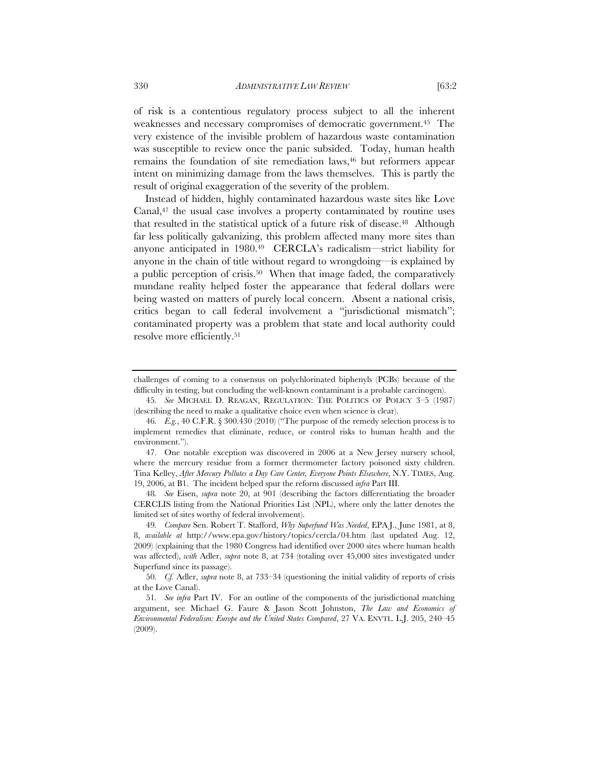of risk is a contentious regulatory process subject to all the inherent weaknesses and necessary compromises of democratic government.[45] The very existence of the invisible problem of hazardous waste contamination was susceptible to review once the panic subsided. Today, human health remains the foundation of site remediation laws,[46] but reformers appear intent on minimizing damage from the laws themselves. This is partly the result of original exaggeration of the severity of the problem.

Instead of hidden, highly contaminated hazardous waste sites like Love Canal,[47] the usual case involves a property contaminated by routine uses that resulted in the statistical uptick of a future risk of disease.[48] Although far less politically galvanizing, this problem affected many more sites than anyone anticipated in 1980.[49] CERCLA's radicalism—strict liability for anyone in the chain of title without regard to wrongdoing—is explained by a public perception of crisis.[50] When that image faded, the comparatively mundane reality helped foster the appearance that federal dollars were being wasted on matters of purely local concern. Absent a national crisis, critics began to call federal involvement a "jurisdictional mismatch"; contaminated property was a problem that state and local authority could resolve more efficiently.[51]

---

challenges of coming to a consensus on polychlorinated biphenyls (PCBs) because of the difficulty in testing, but concluding the well-known contaminant is a probable carcinogen).

45. *See* MICHAEL D. REAGAN, REGULATION: THE POLITICS OF POLICY 3–5 (1987) (describing the need to make a qualitative choice even when science is clear).

46. *E.g.*, 40 C.F.R. § 300.430 (2010) ("The purpose of the remedy selection process is to implement remedies that eliminate, reduce, or control risks to human health and the environment.").

47. One notable exception was discovered in 2006 at a New Jersey nursery school, where the mercury residue from a former thermometer factory poisoned sixty children. Tina Kelley, *After Mercury Pollutes a Day Care Center, Everyone Points Elsewhere*, N.Y. TIMES, Aug. 19, 2006, at B1. The incident helped spur the reform discussed *infra* Part III.

48. *See* Eisen, *supra* note 20, at 901 (describing the factors differentiating the broader CERCLIS listing from the National Priorities List (NPL), where only the latter denotes the limited set of sites worthy of federal involvement).

49. *Compare* Sen. Robert T. Stafford, *Why Superfund Was Needed*, EPA J., June 1981, at 8, 8, *available at* http://www.epa.gov/history/topics/cercla/04.htm (last updated Aug. 12, 2009) (explaining that the 1980 Congress had identified over 2000 sites where human health was affected), *with* Adler, *supra* note 8, at 734 (totaling over 45,000 sites investigated under Superfund since its passage).

50. *Cf.* Adler, *supra* note 8, at 733–34 (questioning the initial validity of reports of crisis at the Love Canal).

51. *See infra* Part IV. For an outline of the components of the jurisdictional matching argument, see Michael G. Faure & Jason Scott Johnston, *The Law and Economics of Environmental Federalism: Europe and the United States Compared*, 27 VA. ENVTL. L.J. 205, 240–45 (2009).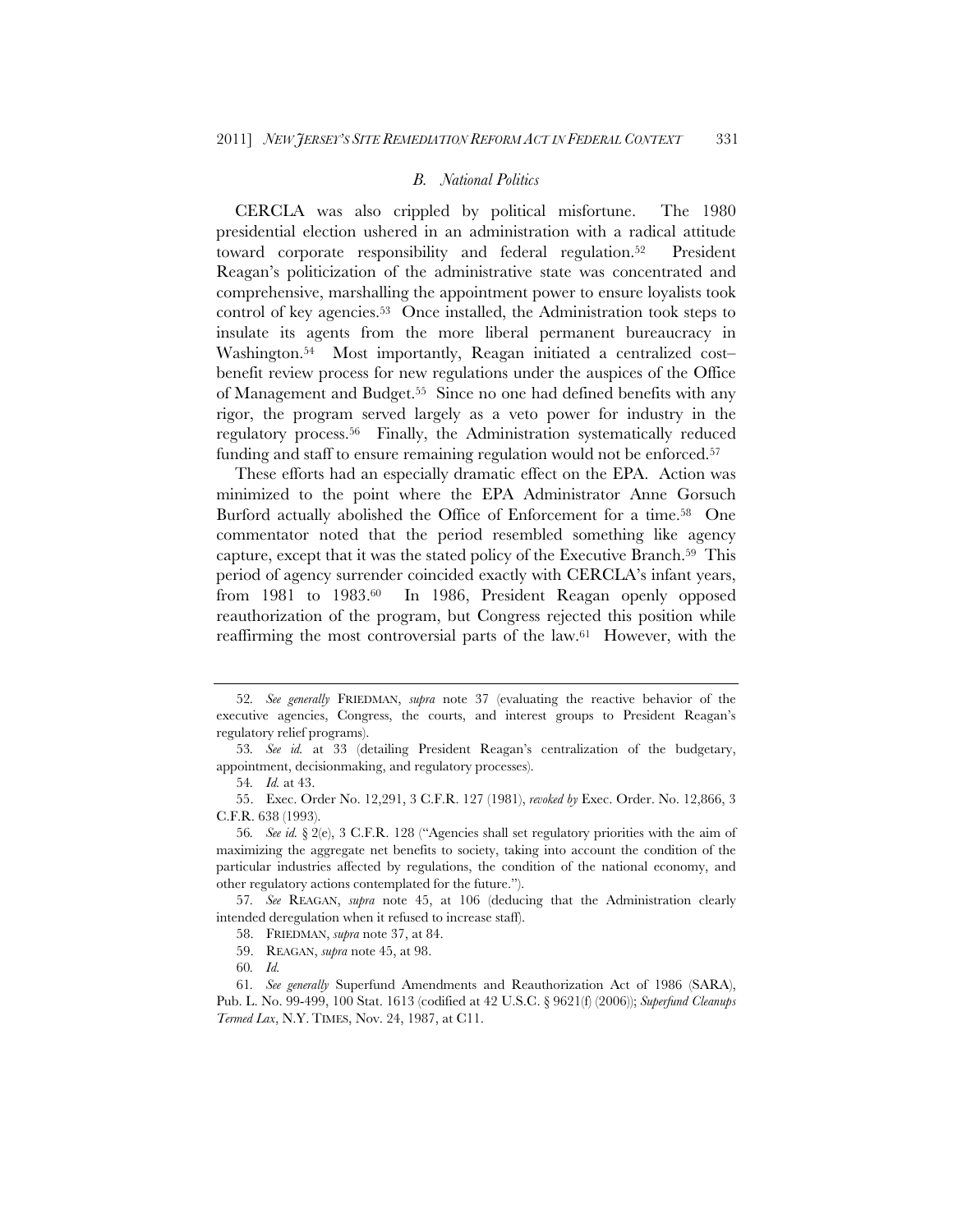### *B. National Politics*

CERCLA was also crippled by political misfortune. The 1980 presidential election ushered in an administration with a radical attitude toward corporate responsibility and federal regulation.[52] President Reagan's politicization of the administrative state was concentrated and comprehensive, marshalling the appointment power to ensure loyalists took control of key agencies.[53] Once installed, the Administration took steps to insulate its agents from the more liberal permanent bureaucracy in Washington.[54] Most importantly, Reagan initiated a centralized cost–benefit review process for new regulations under the auspices of the Office of Management and Budget.[55] Since no one had defined benefits with any rigor, the program served largely as a veto power for industry in the regulatory process.[56] Finally, the Administration systematically reduced funding and staff to ensure remaining regulation would not be enforced.[57]

These efforts had an especially dramatic effect on the EPA. Action was minimized to the point where the EPA Administrator Anne Gorsuch Burford actually abolished the Office of Enforcement for a time.[58] One commentator noted that the period resembled something like agency capture, except that it was the stated policy of the Executive Branch.[59] This period of agency surrender coincided exactly with CERCLA's infant years, from 1981 to 1983.[60] In 1986, President Reagan openly opposed reauthorization of the program, but Congress rejected this position while reaffirming the most controversial parts of the law.[61] However, with the

---

52. *See generally* FRIEDMAN, *supra* note 37 (evaluating the reactive behavior of the executive agencies, Congress, the courts, and interest groups to President Reagan's regulatory relief programs).

53. *See id.* at 33 (detailing President Reagan's centralization of the budgetary, appointment, decisionmaking, and regulatory processes).

54. *Id.* at 43.

55. Exec. Order No. 12,291, 3 C.F.R. 127 (1981), *revoked by* Exec. Order. No. 12,866, 3 C.F.R. 638 (1993).

56. *See id.* § 2(e), 3 C.F.R. 128 ("Agencies shall set regulatory priorities with the aim of maximizing the aggregate net benefits to society, taking into account the condition of the particular industries affected by regulations, the condition of the national economy, and other regulatory actions contemplated for the future.").

57. *See* REAGAN, *supra* note 45, at 106 (deducing that the Administration clearly intended deregulation when it refused to increase staff).

58. FRIEDMAN, *supra* note 37, at 84.

59. REAGAN, *supra* note 45, at 98.

60. *Id.*

61. *See generally* Superfund Amendments and Reauthorization Act of 1986 (SARA), Pub. L. No. 99-499, 100 Stat. 1613 (codified at 42 U.S.C. § 9621(f) (2006)); *Superfund Cleanups Termed Lax*, N.Y. TIMES, Nov. 24, 1987, at C11.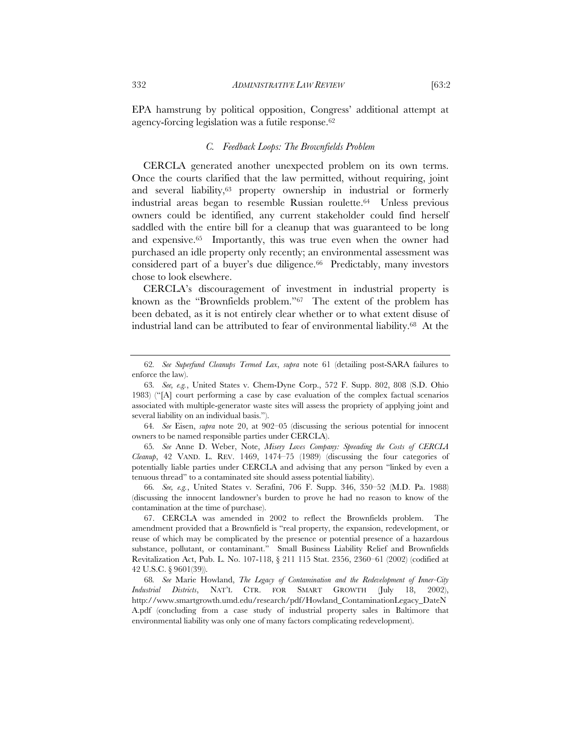EPA hamstrung by political opposition, Congress' additional attempt at agency-forcing legislation was a futile response.[62]

### *C. Feedback Loops: The Brownfields Problem*

CERCLA generated another unexpected problem on its own terms. Once the courts clarified that the law permitted, without requiring, joint and several liability,[63] property ownership in industrial or formerly industrial areas began to resemble Russian roulette.[64] Unless previous owners could be identified, any current stakeholder could find herself saddled with the entire bill for a cleanup that was guaranteed to be long and expensive.[65] Importantly, this was true even when the owner had purchased an idle property only recently; an environmental assessment was considered part of a buyer's due diligence.[66] Predictably, many investors chose to look elsewhere.

CERCLA's discouragement of investment in industrial property is known as the "Brownfields problem."[67] The extent of the problem has been debated, as it is not entirely clear whether or to what extent disuse of industrial land can be attributed to fear of environmental liability.[68] At the

---

62. *See Superfund Cleanups Termed Lax*, *supra* note 61 (detailing post-SARA failures to enforce the law).

63. *See, e.g.*, United States v. Chem-Dyne Corp., 572 F. Supp. 802, 808 (S.D. Ohio 1983) ("[A] court performing a case by case evaluation of the complex factual scenarios associated with multiple-generator waste sites will assess the propriety of applying joint and several liability on an individual basis.").

64. *See* Eisen, *supra* note 20, at 902–05 (discussing the serious potential for innocent owners to be named responsible parties under CERCLA).

65. *See* Anne D. Weber, Note, *Misery Loves Company: Spreading the Costs of CERCLA Cleanup*, 42 VAND. L. REV. 1469, 1474–75 (1989) (discussing the four categories of potentially liable parties under CERCLA and advising that any person "linked by even a tenuous thread" to a contaminated site should assess potential liability).

66. *See, e.g.*, United States v. Serafini, 706 F. Supp. 346, 350–52 (M.D. Pa. 1988) (discussing the innocent landowner's burden to prove he had no reason to know of the contamination at the time of purchase).

67. CERCLA was amended in 2002 to reflect the Brownfields problem. The amendment provided that a Brownfield is "real property, the expansion, redevelopment, or reuse of which may be complicated by the presence or potential presence of a hazardous substance, pollutant, or contaminant." Small Business Liability Relief and Brownfields Revitalization Act, Pub. L. No. 107-118, § 211 115 Stat. 2356, 2360–61 (2002) (codified at 42 U.S.C. § 9601(39)).

68. *See* Marie Howland, *The Legacy of Contamination and the Redevelopment of Inner-City Industrial Districts*, NAT'L CTR. FOR SMART GROWTH (July 18, 2002), http://www.smartgrowth.umd.edu/research/pdf/Howland_ContaminationLegacy_DateNA.pdf (concluding from a case study of industrial property sales in Baltimore that environmental liability was only one of many factors complicating redevelopment).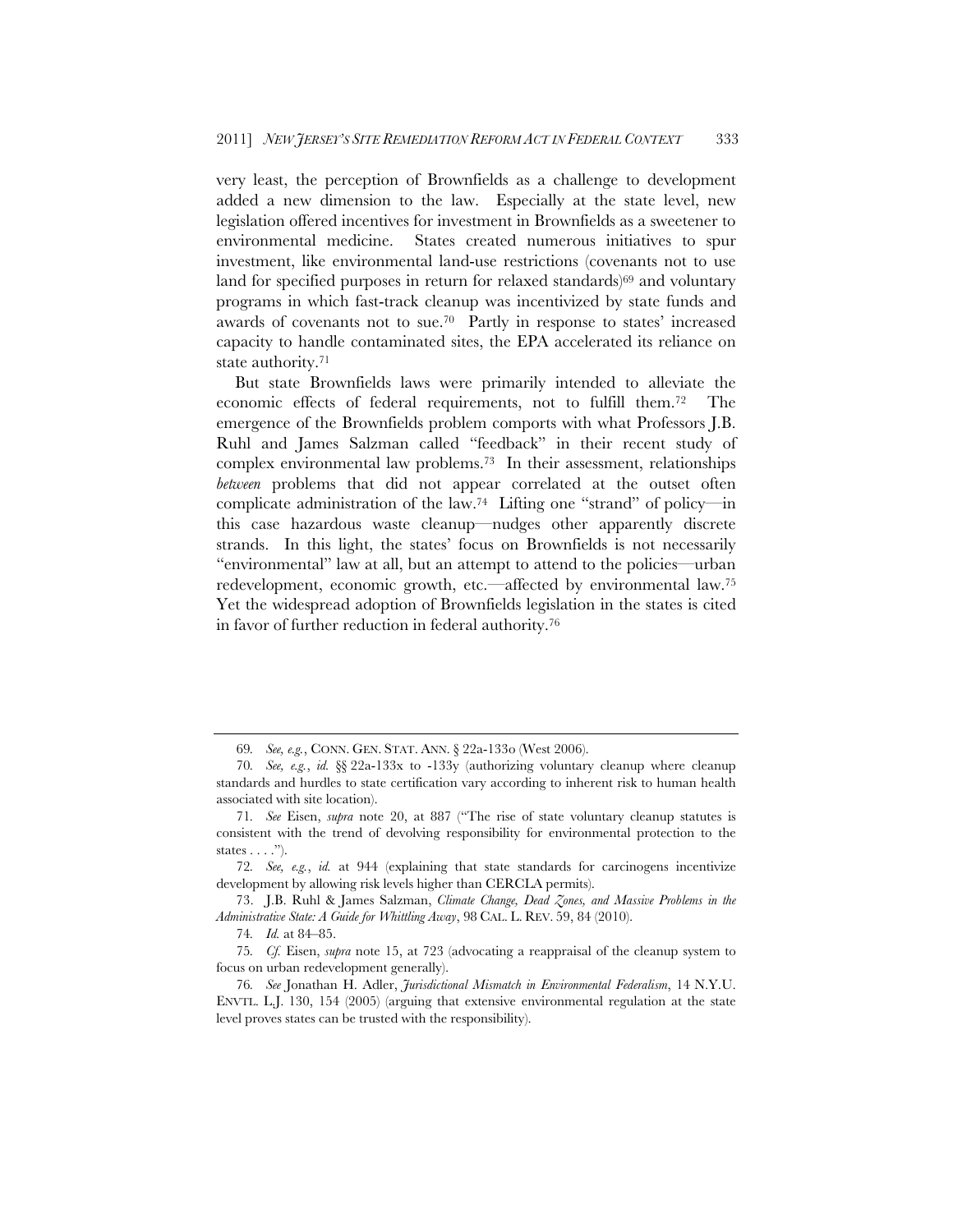very least, the perception of Brownfields as a challenge to development added a new dimension to the law. Especially at the state level, new legislation offered incentives for investment in Brownfields as a sweetener to environmental medicine. States created numerous initiatives to spur investment, like environmental land-use restrictions (covenants not to use land for specified purposes in return for relaxed standards)[69] and voluntary programs in which fast-track cleanup was incentivized by state funds and awards of covenants not to sue.[70] Partly in response to states' increased capacity to handle contaminated sites, the EPA accelerated its reliance on state authority.[71]

But state Brownfields laws were primarily intended to alleviate the economic effects of federal requirements, not to fulfill them.[72] The emergence of the Brownfields problem comports with what Professors J.B. Ruhl and James Salzman called "feedback" in their recent study of complex environmental law problems.[73] In their assessment, relationships *between* problems that did not appear correlated at the outset often complicate administration of the law.[74] Lifting one "strand" of policy—in this case hazardous waste cleanup—nudges other apparently discrete strands. In this light, the states' focus on Brownfields is not necessarily "environmental" law at all, but an attempt to attend to the policies—urban redevelopment, economic growth, etc.—affected by environmental law.[75] Yet the widespread adoption of Brownfields legislation in the states is cited in favor of further reduction in federal authority.[76]

---

69. *See, e.g.*, CONN. GEN. STAT. ANN. § 22a-133o (West 2006).

70. *See, e.g.*, *id.* §§ 22a-133x to -133y (authorizing voluntary cleanup where cleanup standards and hurdles to state certification vary according to inherent risk to human health associated with site location).

71. *See* Eisen, *supra* note 20, at 887 ("The rise of state voluntary cleanup statutes is consistent with the trend of devolving responsibility for environmental protection to the states . . . .").

72. *See, e.g.*, *id.* at 944 (explaining that state standards for carcinogens incentivize development by allowing risk levels higher than CERCLA permits).

73. J.B. Ruhl & James Salzman, *Climate Change, Dead Zones, and Massive Problems in the Administrative State: A Guide for Whittling Away*, 98 CAL. L. REV. 59, 84 (2010).

74. *Id.* at 84–85.

75. *Cf.* Eisen, *supra* note 15, at 723 (advocating a reappraisal of the cleanup system to focus on urban redevelopment generally).

76. *See* Jonathan H. Adler, *Jurisdictional Mismatch in Environmental Federalism*, 14 N.Y.U. ENVTL. L.J. 130, 154 (2005) (arguing that extensive environmental regulation at the state level proves states can be trusted with the responsibility).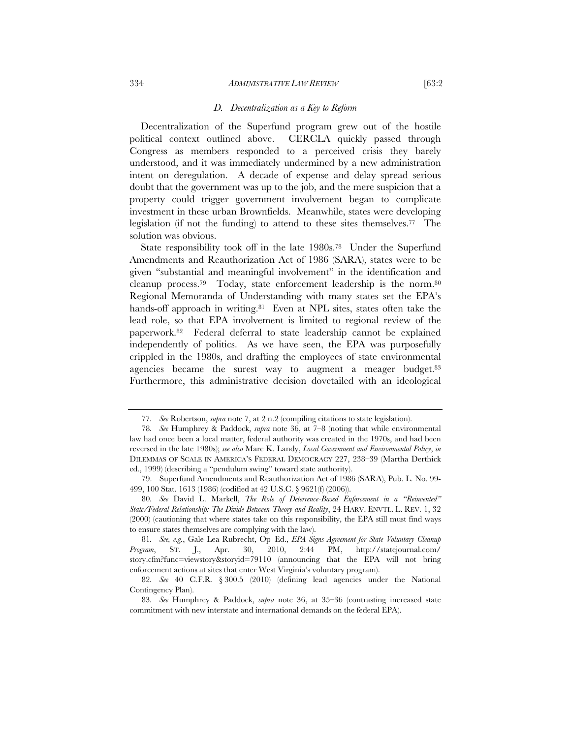### *D. Decentralization as a Key to Reform*

Decentralization of the Superfund program grew out of the hostile political context outlined above. CERCLA quickly passed through Congress as members responded to a perceived crisis they barely understood, and it was immediately undermined by a new administration intent on deregulation. A decade of expense and delay spread serious doubt that the government was up to the job, and the mere suspicion that a property could trigger government involvement began to complicate investment in these urban Brownfields. Meanwhile, states were developing legislation (if not the funding) to attend to these sites themselves.[77] The solution was obvious.

State responsibility took off in the late 1980s.[78] Under the Superfund Amendments and Reauthorization Act of 1986 (SARA), states were to be given "substantial and meaningful involvement" in the identification and cleanup process.[79] Today, state enforcement leadership is the norm.[80] Regional Memoranda of Understanding with many states set the EPA's hands-off approach in writing.[81] Even at NPL sites, states often take the lead role, so that EPA involvement is limited to regional review of the paperwork.[82] Federal deferral to state leadership cannot be explained independently of politics. As we have seen, the EPA was purposefully crippled in the 1980s, and drafting the employees of state environmental agencies became the surest way to augment a meager budget.[83] Furthermore, this administrative decision dovetailed with an ideological

---

77. *See* Robertson, *supra* note 7, at 2 n.2 (compiling citations to state legislation).

78. *See* Humphrey & Paddock, *supra* note 36, at 7–8 (noting that while environmental law had once been a local matter, federal authority was created in the 1970s, and had been reversed in the late 1980s); *see also* Marc K. Landy, *Local Government and Environmental Policy*, *in* DILEMMAS OF SCALE IN AMERICA'S FEDERAL DEMOCRACY 227, 238–39 (Martha Derthick ed., 1999) (describing a "pendulum swing" toward state authority).

79. Superfund Amendments and Reauthorization Act of 1986 (SARA), Pub. L. No. 99-499, 100 Stat. 1613 (1986) (codified at 42 U.S.C. § 9621(f) (2006)).

80. *See* David L. Markell, *The Role of Deterrence-Based Enforcement in a "Reinvented" State/Federal Relationship: The Divide Between Theory and Reality*, 24 HARV. ENVTL. L. REV. 1, 32 (2000) (cautioning that where states take on this responsibility, the EPA still must find ways to ensure states themselves are complying with the law).

81. *See, e.g.*, Gale Lea Rubrecht, Op–Ed., *EPA Signs Agreement for State Voluntary Cleanup Program*, ST. J., Apr. 30, 2010, 2:44 PM, http://statejournal.com/story.cfm?func=viewstory&storyid=79110 (announcing that the EPA will not bring enforcement actions at sites that enter West Virginia's voluntary program).

82. *See* 40 C.F.R. § 300.5 (2010) (defining lead agencies under the National Contingency Plan).

83. *See* Humphrey & Paddock, *supra* note 36, at 35–36 (contrasting increased state commitment with new interstate and international demands on the federal EPA).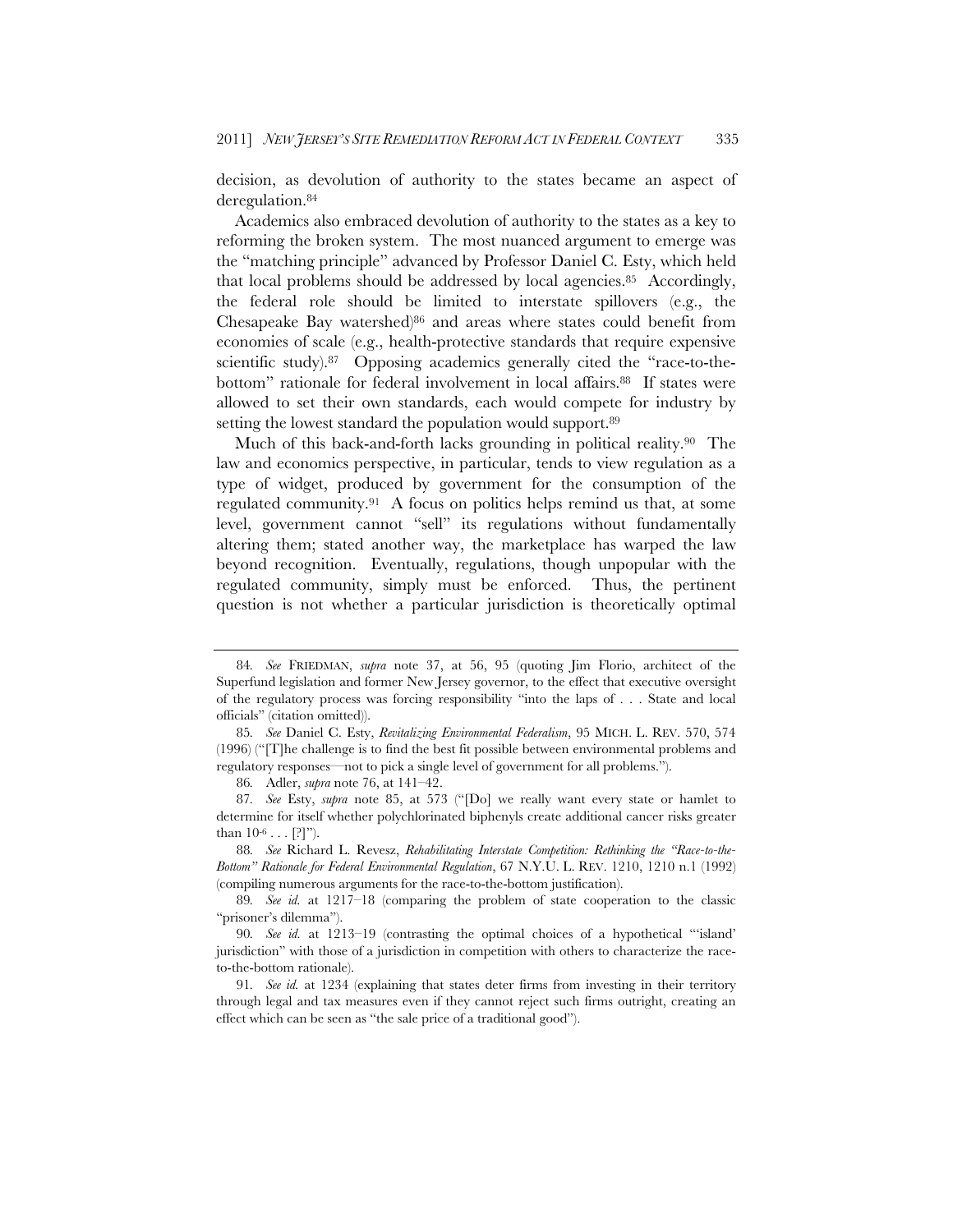decision, as devolution of authority to the states became an aspect of deregulation.[84]

Academics also embraced devolution of authority to the states as a key to reforming the broken system. The most nuanced argument to emerge was the "matching principle" advanced by Professor Daniel C. Esty, which held that local problems should be addressed by local agencies.[85] Accordingly, the federal role should be limited to interstate spillovers (e.g., the Chesapeake Bay watershed)[86] and areas where states could benefit from economies of scale (e.g., health-protective standards that require expensive scientific study).[87] Opposing academics generally cited the "race-to-the-bottom" rationale for federal involvement in local affairs.[88] If states were allowed to set their own standards, each would compete for industry by setting the lowest standard the population would support.[89]

Much of this back-and-forth lacks grounding in political reality.[90] The law and economics perspective, in particular, tends to view regulation as a type of widget, produced by government for the consumption of the regulated community.[91] A focus on politics helps remind us that, at some level, government cannot "sell" its regulations without fundamentally altering them; stated another way, the marketplace has warped the law beyond recognition. Eventually, regulations, though unpopular with the regulated community, simply must be enforced. Thus, the pertinent question is not whether a particular jurisdiction is theoretically optimal

---

84. *See* FRIEDMAN, *supra* note 37, at 56, 95 (quoting Jim Florio, architect of the Superfund legislation and former New Jersey governor, to the effect that executive oversight of the regulatory process was forcing responsibility "into the laps of . . . State and local officials" (citation omitted)).

85. *See* Daniel C. Esty, *Revitalizing Environmental Federalism*, 95 MICH. L. REV. 570, 574 (1996) ("[T]he challenge is to find the best fit possible between environmental problems and regulatory responses—not to pick a single level of government for all problems.").

86. Adler, *supra* note 76, at 141–42.

87. *See* Esty, *supra* note 85, at 573 ("[Do] we really want every state or hamlet to determine for itself whether polychlorinated biphenyls create additional cancer risks greater than $10^{-6}$ . . . [?]").

88. *See* Richard L. Revesz, *Rehabilitating Interstate Competition: Rethinking the "Race-to-the-Bottom" Rationale for Federal Environmental Regulation*, 67 N.Y.U. L. REV. 1210, 1210 n.1 (1992) (compiling numerous arguments for the race-to-the-bottom justification).

89. *See id.* at 1217–18 (comparing the problem of state cooperation to the classic "prisoner's dilemma").

90. *See id.* at 1213–19 (contrasting the optimal choices of a hypothetical "'island' jurisdiction" with those of a jurisdiction in competition with others to characterize the race-to-the-bottom rationale).

91. *See id.* at 1234 (explaining that states deter firms from investing in their territory through legal and tax measures even if they cannot reject such firms outright, creating an effect which can be seen as "the sale price of a traditional good").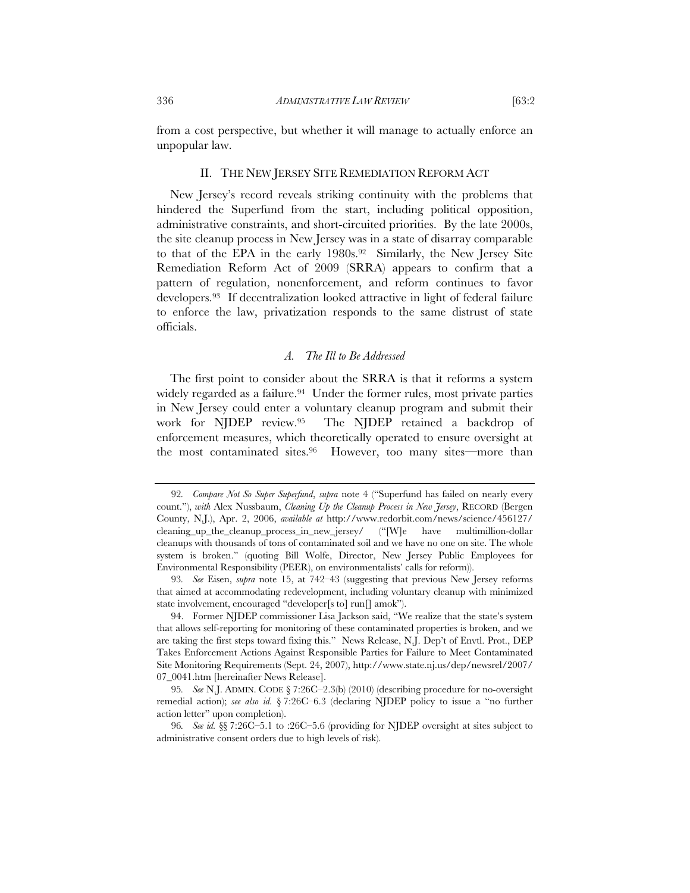from a cost perspective, but whether it will manage to actually enforce an unpopular law.

## II. THE NEW JERSEY SITE REMEDIATION REFORM ACT

New Jersey's record reveals striking continuity with the problems that hindered the Superfund from the start, including political opposition, administrative constraints, and short-circuited priorities. By the late 2000s, the site cleanup process in New Jersey was in a state of disarray comparable to that of the EPA in the early 1980s.[92] Similarly, the New Jersey Site Remediation Reform Act of 2009 (SRRA) appears to confirm that a pattern of regulation, nonenforcement, and reform continues to favor developers.[93] If decentralization looked attractive in light of federal failure to enforce the law, privatization responds to the same distrust of state officials.

### *A. The Ill to Be Addressed*

The first point to consider about the SRRA is that it reforms a system widely regarded as a failure.[94] Under the former rules, most private parties in New Jersey could enter a voluntary cleanup program and submit their work for NJDEP review.[95] The NJDEP retained a backdrop of enforcement measures, which theoretically operated to ensure oversight at the most contaminated sites.[96] However, too many sites—more than

---

92. *Compare Not So Super Superfund*, *supra* note 4 ("Superfund has failed on nearly every count."), *with* Alex Nussbaum, *Cleaning Up the Cleanup Process in New Jersey*, RECORD (Bergen County, N.J.), Apr. 2, 2006, *available at* http://www.redorbit.com/news/science/456127/cleaning_up_the_cleanup_process_in_new_jersey/ ("[W]e have multimillion-dollar cleanups with thousands of tons of contaminated soil and we have no one on site. The whole system is broken." (quoting Bill Wolfe, Director, New Jersey Public Employees for Environmental Responsibility (PEER), on environmentalists' calls for reform)).

93. *See* Eisen, *supra* note 15, at 742–43 (suggesting that previous New Jersey reforms that aimed at accommodating redevelopment, including voluntary cleanup with minimized state involvement, encouraged "developer[s to] run[] amok").

94. Former NJDEP commissioner Lisa Jackson said, "We realize that the state's system that allows self-reporting for monitoring of these contaminated properties is broken, and we are taking the first steps toward fixing this." News Release, N.J. Dep't of Envtl. Prot., DEP Takes Enforcement Actions Against Responsible Parties for Failure to Meet Contaminated Site Monitoring Requirements (Sept. 24, 2007), http://www.state.nj.us/dep/newsrel/2007/07_0041.htm [hereinafter News Release].

95. *See* N.J. ADMIN. CODE § 7:26C–2.3(b) (2010) (describing procedure for no-oversight remedial action); *see also id.* § 7:26C–6.3 (declaring NJDEP policy to issue a "no further action letter" upon completion).

96. *See id.* §§ 7:26C–5.1 to :26C–5.6 (providing for NJDEP oversight at sites subject to administrative consent orders due to high levels of risk).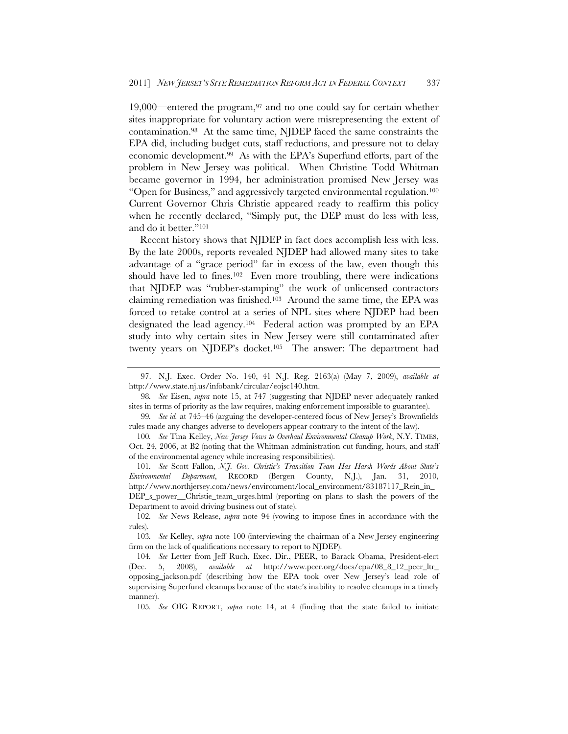19,000—entered the program,[97] and no one could say for certain whether sites inappropriate for voluntary action were misrepresenting the extent of contamination.[98] At the same time, NJDEP faced the same constraints the EPA did, including budget cuts, staff reductions, and pressure not to delay economic development.[99] As with the EPA's Superfund efforts, part of the problem in New Jersey was political. When Christine Todd Whitman became governor in 1994, her administration promised New Jersey was "Open for Business," and aggressively targeted environmental regulation.[100] Current Governor Chris Christie appeared ready to reaffirm this policy when he recently declared, "Simply put, the DEP must do less with less, and do it better."[101]

Recent history shows that NJDEP in fact does accomplish less with less. By the late 2000s, reports revealed NJDEP had allowed many sites to take advantage of a "grace period" far in excess of the law, even though this should have led to fines.[102] Even more troubling, there were indications that NJDEP was "rubber-stamping" the work of unlicensed contractors claiming remediation was finished.[103] Around the same time, the EPA was forced to retake control at a series of NPL sites where NJDEP had been designated the lead agency.[104] Federal action was prompted by an EPA study into why certain sites in New Jersey were still contaminated after twenty years on NJDEP's docket.[105] The answer: The department had

---

97. N.J. Exec. Order No. 140, 41 N.J. Reg. 2163(a) (May 7, 2009), *available at* http://www.state.nj.us/infobank/circular/eojsc140.htm.

98. *See* Eisen, *supra* note 15, at 747 (suggesting that NJDEP never adequately ranked sites in terms of priority as the law requires, making enforcement impossible to guarantee).

99. *See id.* at 745–46 (arguing the developer-centered focus of New Jersey's Brownfields rules made any changes adverse to developers appear contrary to the intent of the law).

100. *See* Tina Kelley, *New Jersey Vows to Overhaul Environmental Cleanup Work*, N.Y. TIMES, Oct. 24, 2006, at B2 (noting that the Whitman administration cut funding, hours, and staff of the environmental agency while increasing responsibilities).

101. *See* Scott Fallon, *N.J. Gov. Christie's Transition Team Has Harsh Words About State's Environmental Department*, RECORD (Bergen County, N.J.), Jan. 31, 2010, http://www.northjersey.com/news/environment/local_environment/83187117_Rein_in_DEP_s_power__Christie_team_urges.html (reporting on plans to slash the powers of the Department to avoid driving business out of state).

102. *See* News Release, *supra* note 94 (vowing to impose fines in accordance with the rules).

103. *See* Kelley, *supra* note 100 (interviewing the chairman of a New Jersey engineering firm on the lack of qualifications necessary to report to NJDEP).

104. *See* Letter from Jeff Ruch, Exec. Dir., PEER, to Barack Obama, President-elect (Dec. 5, 2008), *available at* http://www.peer.org/docs/epa/08_8_12_peer_ltr_opposing_jackson.pdf (describing how the EPA took over New Jersey's lead role of supervising Superfund cleanups because of the state's inability to resolve cleanups in a timely manner).

105. *See* OIG REPORT, *supra* note 14, at 4 (finding that the state failed to initiate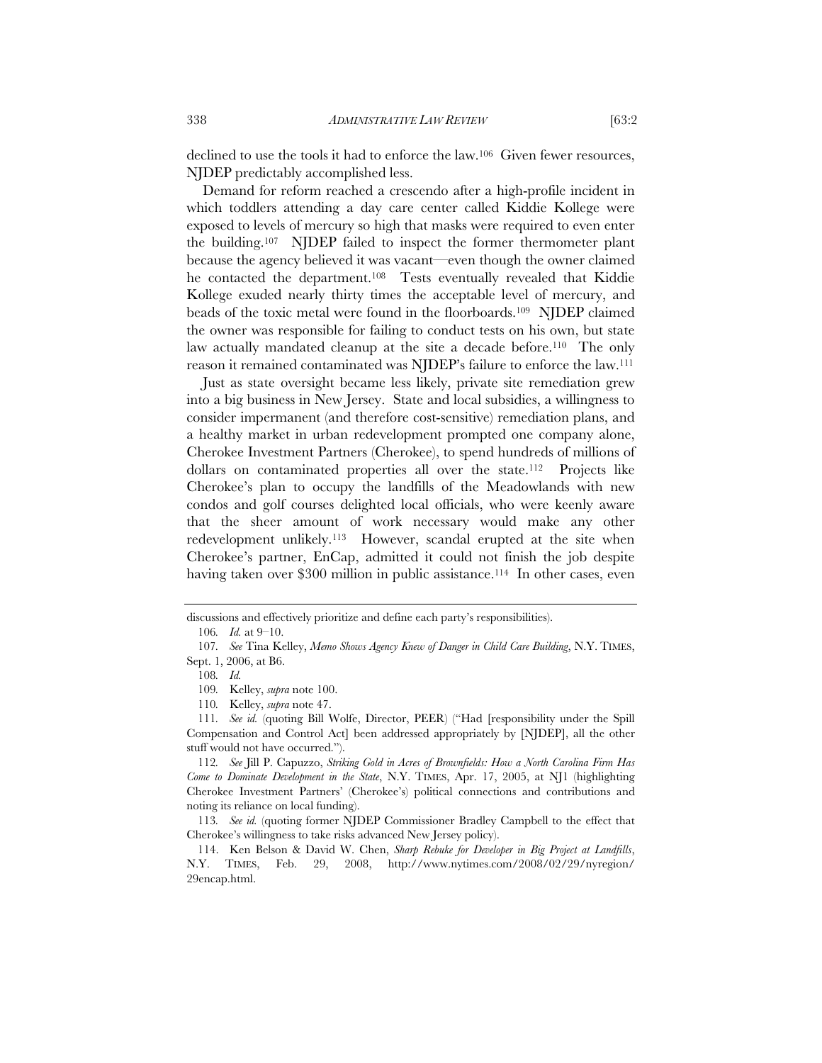declined to use the tools it had to enforce the law.[106] Given fewer resources, NJDEP predictably accomplished less.

Demand for reform reached a crescendo after a high-profile incident in which toddlers attending a day care center called Kiddie Kollege were exposed to levels of mercury so high that masks were required to even enter the building.[107] NJDEP failed to inspect the former thermometer plant because the agency believed it was vacant—even though the owner claimed he contacted the department.[108] Tests eventually revealed that Kiddie Kollege exuded nearly thirty times the acceptable level of mercury, and beads of the toxic metal were found in the floorboards.[109] NJDEP claimed the owner was responsible for failing to conduct tests on his own, but state law actually mandated cleanup at the site a decade before.[110] The only reason it remained contaminated was NJDEP's failure to enforce the law.[111]

Just as state oversight became less likely, private site remediation grew into a big business in New Jersey. State and local subsidies, a willingness to consider impermanent (and therefore cost-sensitive) remediation plans, and a healthy market in urban redevelopment prompted one company alone, Cherokee Investment Partners (Cherokee), to spend hundreds of millions of dollars on contaminated properties all over the state.[112] Projects like Cherokee's plan to occupy the landfills of the Meadowlands with new condos and golf courses delighted local officials, who were keenly aware that the sheer amount of work necessary would make any other redevelopment unlikely.[113] However, scandal erupted at the site when Cherokee's partner, EnCap, admitted it could not finish the job despite having taken over $300 million in public assistance.[114] In other cases, even

---

discussions and effectively prioritize and define each party's responsibilities).

106. *Id.* at 9–10.

107. *See* Tina Kelley, *Memo Shows Agency Knew of Danger in Child Care Building*, N.Y. TIMES, Sept. 1, 2006, at B6.

108. *Id.*

109. Kelley, *supra* note 100.

110. Kelley, *supra* note 47.

111. *See id.* (quoting Bill Wolfe, Director, PEER) ("Had [responsibility under the Spill Compensation and Control Act] been addressed appropriately by [NJDEP], all the other stuff would not have occurred.").

112. *See* Jill P. Capuzzo, *Striking Gold in Acres of Brownfields: How a North Carolina Firm Has Come to Dominate Development in the State*, N.Y. TIMES, Apr. 17, 2005, at NJ1 (highlighting Cherokee Investment Partners' (Cherokee's) political connections and contributions and noting its reliance on local funding).

113. *See id.* (quoting former NJDEP Commissioner Bradley Campbell to the effect that Cherokee's willingness to take risks advanced New Jersey policy).

114. Ken Belson & David W. Chen, *Sharp Rebuke for Developer in Big Project at Landfills*, N.Y. TIMES, Feb. 29, 2008, http://www.nytimes.com/2008/02/29/nyregion/29encap.html.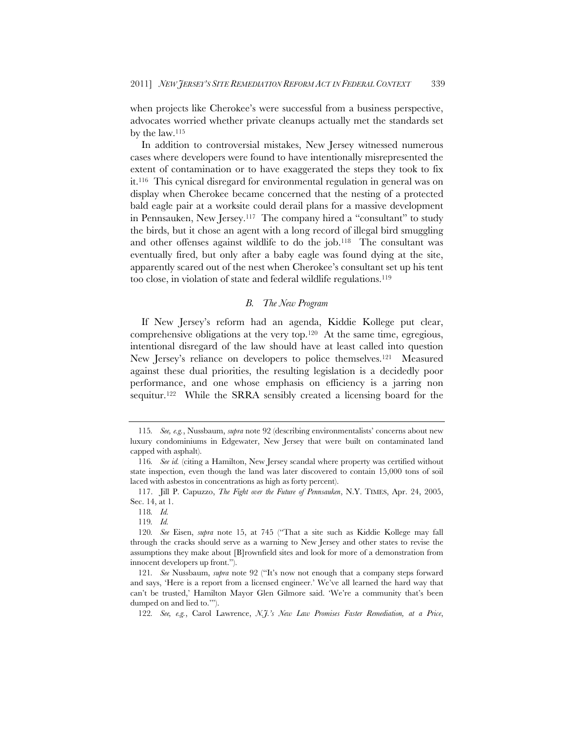when projects like Cherokee's were successful from a business perspective, advocates worried whether private cleanups actually met the standards set by the law.[115]

In addition to controversial mistakes, New Jersey witnessed numerous cases where developers were found to have intentionally misrepresented the extent of contamination or to have exaggerated the steps they took to fix it.[116] This cynical disregard for environmental regulation in general was on display when Cherokee became concerned that the nesting of a protected bald eagle pair at a worksite could derail plans for a massive development in Pennsauken, New Jersey.[117] The company hired a "consultant" to study the birds, but it chose an agent with a long record of illegal bird smuggling and other offenses against wildlife to do the job.[118] The consultant was eventually fired, but only after a baby eagle was found dying at the site, apparently scared out of the nest when Cherokee's consultant set up his tent too close, in violation of state and federal wildlife regulations.[119]

### *B. The New Program*

If New Jersey's reform had an agenda, Kiddie Kollege put clear, comprehensive obligations at the very top.[120] At the same time, egregious, intentional disregard of the law should have at least called into question New Jersey's reliance on developers to police themselves.[121] Measured against these dual priorities, the resulting legislation is a decidedly poor performance, and one whose emphasis on efficiency is a jarring non sequitur.[122] While the SRRA sensibly created a licensing board for the

---

115. *See, e.g.*, Nussbaum, *supra* note 92 (describing environmentalists' concerns about new luxury condominiums in Edgewater, New Jersey that were built on contaminated land capped with asphalt).

116. *See id.* (citing a Hamilton, New Jersey scandal where property was certified without state inspection, even though the land was later discovered to contain 15,000 tons of soil laced with asbestos in concentrations as high as forty percent).

117. Jill P. Capuzzo, *The Fight over the Future of Pennsauken*, N.Y. TIMES, Apr. 24, 2005, Sec. 14, at 1.

118. *Id.*

119. *Id.*

120. *See* Eisen, *supra* note 15, at 745 ("That a site such as Kiddie Kollege may fall through the cracks should serve as a warning to New Jersey and other states to revise the assumptions they make about [B]rownfield sites and look for more of a demonstration from innocent developers up front.").

121. *See* Nussbaum, *supra* note 92 ("It's now not enough that a company steps forward and says, 'Here is a report from a licensed engineer.' We've all learned the hard way that can't be trusted,' Hamilton Mayor Glen Gilmore said. 'We're a community that's been dumped on and lied to.'").

122. *See, e.g.*, Carol Lawrence, *N.J.'s New Law Promises Faster Remediation, at a Price*,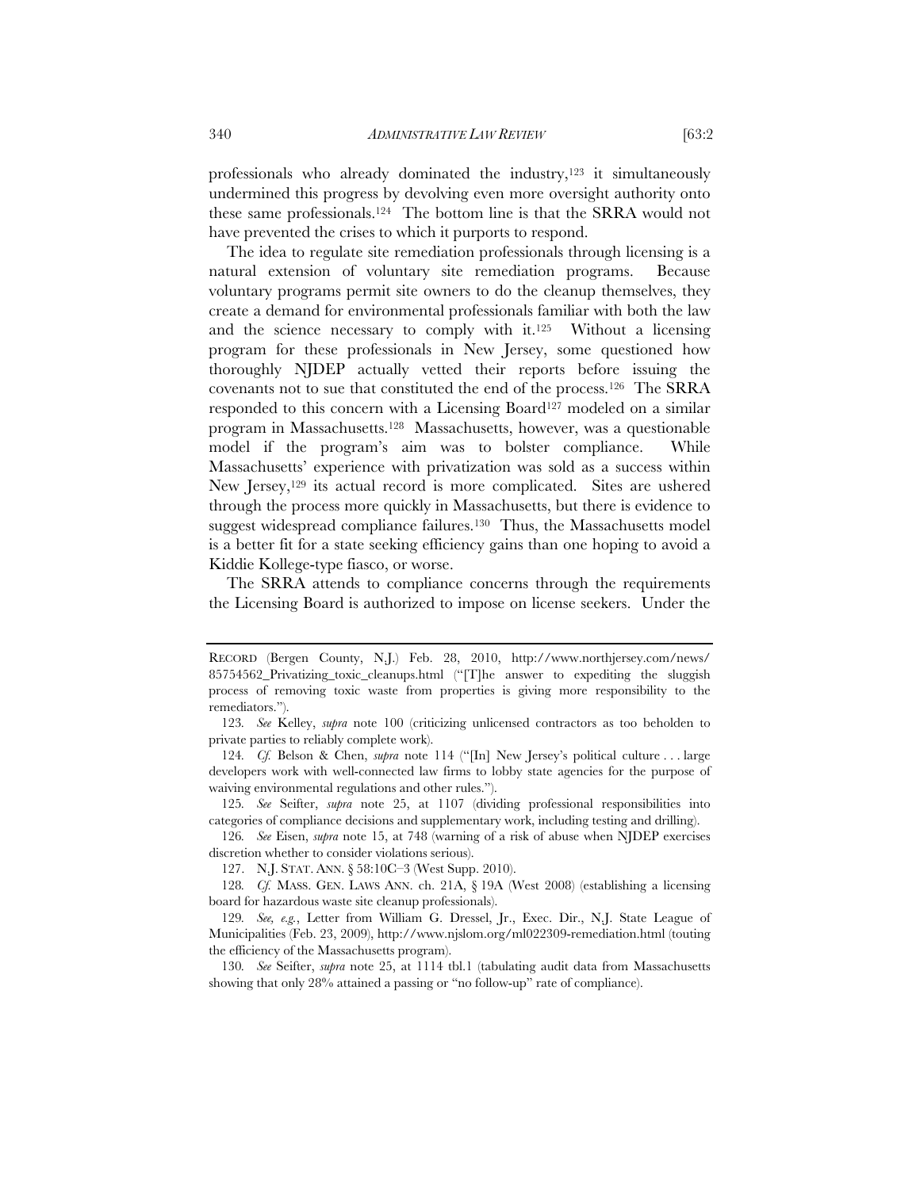professionals who already dominated the industry,[123] it simultaneously undermined this progress by devolving even more oversight authority onto these same professionals.[124] The bottom line is that the SRRA would not have prevented the crises to which it purports to respond.

The idea to regulate site remediation professionals through licensing is a natural extension of voluntary site remediation programs. Because voluntary programs permit site owners to do the cleanup themselves, they create a demand for environmental professionals familiar with both the law and the science necessary to comply with it.[125] Without a licensing program for these professionals in New Jersey, some questioned how thoroughly NJDEP actually vetted their reports before issuing the covenants not to sue that constituted the end of the process.[126] The SRRA responded to this concern with a Licensing Board[127] modeled on a similar program in Massachusetts.[128] Massachusetts, however, was a questionable model if the program's aim was to bolster compliance. While Massachusetts' experience with privatization was sold as a success within New Jersey,[129] its actual record is more complicated. Sites are ushered through the process more quickly in Massachusetts, but there is evidence to suggest widespread compliance failures.[130] Thus, the Massachusetts model is a better fit for a state seeking efficiency gains than one hoping to avoid a Kiddie Kollege-type fiasco, or worse.

The SRRA attends to compliance concerns through the requirements the Licensing Board is authorized to impose on license seekers. Under the

---

RECORD (Bergen County, N.J.) Feb. 28, 2010, http://www.northjersey.com/news/85754562_Privatizing_toxic_cleanups.html ("[T]he answer to expediting the sluggish process of removing toxic waste from properties is giving more responsibility to the remediators.").

123. *See* Kelley, *supra* note 100 (criticizing unlicensed contractors as too beholden to private parties to reliably complete work).

124. *Cf.* Belson & Chen, *supra* note 114 ("[In] New Jersey's political culture . . . large developers work with well-connected law firms to lobby state agencies for the purpose of waiving environmental regulations and other rules.").

125. *See* Seifter, *supra* note 25, at 1107 (dividing professional responsibilities into categories of compliance decisions and supplementary work, including testing and drilling).

126. *See* Eisen, *supra* note 15, at 748 (warning of a risk of abuse when NJDEP exercises discretion whether to consider violations serious).

127. N.J. STAT. ANN. § 58:10C–3 (West Supp. 2010).

128. *Cf.* MASS. GEN. LAWS ANN. ch. 21A, § 19A (West 2008) (establishing a licensing board for hazardous waste site cleanup professionals).

129. *See, e.g.*, Letter from William G. Dressel, Jr., Exec. Dir., N.J. State League of Municipalities (Feb. 23, 2009), http://www.njslom.org/ml022309-remediation.html (touting the efficiency of the Massachusetts program).

130. *See* Seifter, *supra* note 25, at 1114 tbl.1 (tabulating audit data from Massachusetts showing that only 28% attained a passing or "no follow-up" rate of compliance).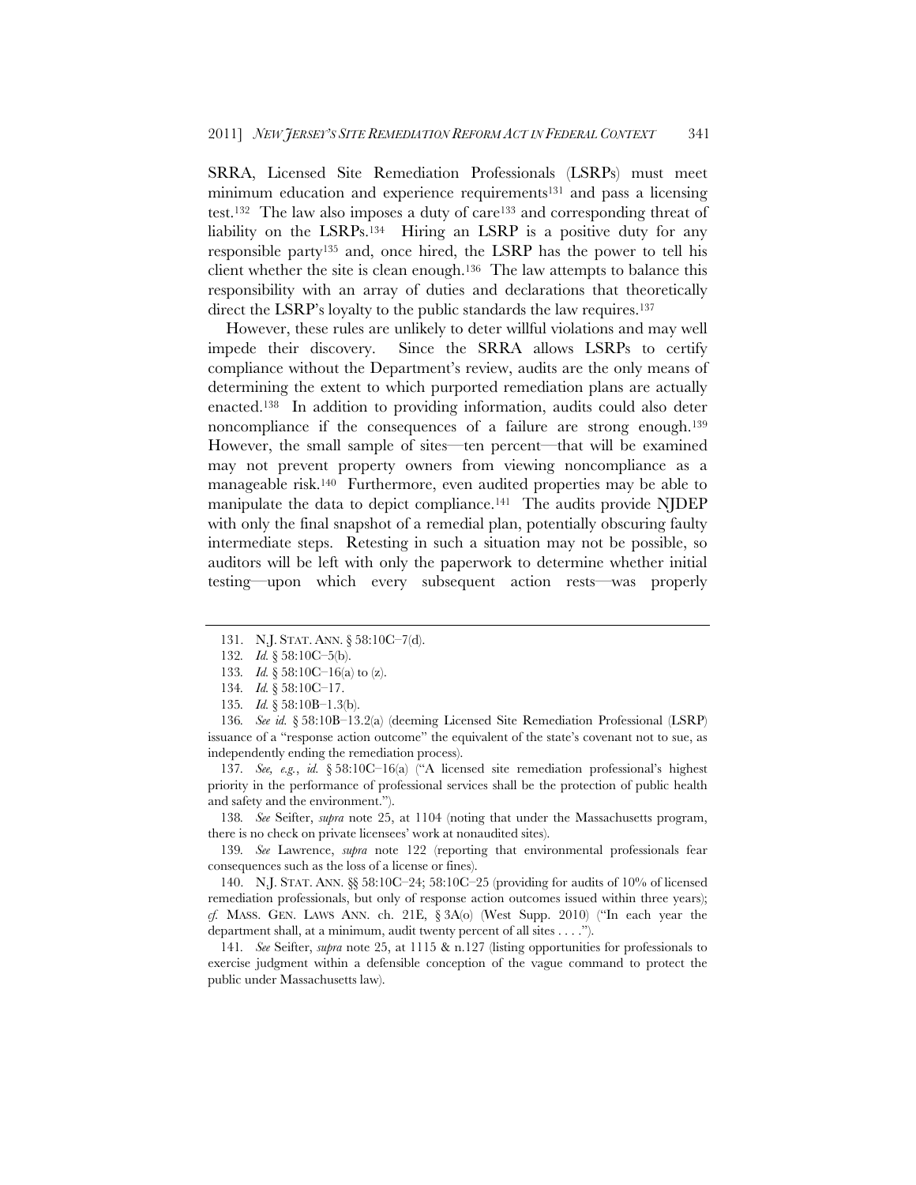SRRA, Licensed Site Remediation Professionals (LSRPs) must meet minimum education and experience requirements[131] and pass a licensing test.[132] The law also imposes a duty of care[133] and corresponding threat of liability on the LSRPs.[134] Hiring an LSRP is a positive duty for any responsible party[135] and, once hired, the LSRP has the power to tell his client whether the site is clean enough.[136] The law attempts to balance this responsibility with an array of duties and declarations that theoretically direct the LSRP's loyalty to the public standards the law requires.[137]

However, these rules are unlikely to deter willful violations and may well impede their discovery. Since the SRRA allows LSRPs to certify compliance without the Department's review, audits are the only means of determining the extent to which purported remediation plans are actually enacted.[138] In addition to providing information, audits could also deter noncompliance if the consequences of a failure are strong enough.[139] However, the small sample of sites—ten percent—that will be examined may not prevent property owners from viewing noncompliance as a manageable risk.[140] Furthermore, even audited properties may be able to manipulate the data to depict compliance.[141] The audits provide NJDEP with only the final snapshot of a remedial plan, potentially obscuring faulty intermediate steps. Retesting in such a situation may not be possible, so auditors will be left with only the paperwork to determine whether initial testing—upon which every subsequent action rests—was properly

---

131. N.J. STAT. ANN. § 58:10C–7(d).

132. *Id.* § 58:10C–5(b).

133. *Id.* § 58:10C–16(a) to (z).

134. *Id.* § 58:10C–17.

135. *Id.* § 58:10B–1.3(b).

136. *See id.* § 58:10B–13.2(a) (deeming Licensed Site Remediation Professional (LSRP) issuance of a "response action outcome" the equivalent of the state's covenant not to sue, as independently ending the remediation process).

137. *See, e.g.*, *id.* § 58:10C–16(a) ("A licensed site remediation professional's highest priority in the performance of professional services shall be the protection of public health and safety and the environment.").

138. *See* Seifter, *supra* note 25, at 1104 (noting that under the Massachusetts program, there is no check on private licensees' work at nonaudited sites).

139. *See* Lawrence, *supra* note 122 (reporting that environmental professionals fear consequences such as the loss of a license or fines).

140. N.J. STAT. ANN. §§ 58:10C–24; 58:10C–25 (providing for audits of 10% of licensed remediation professionals, but only of response action outcomes issued within three years); *cf.* MASS. GEN. LAWS ANN. ch. 21E, § 3A(o) (West Supp. 2010) ("In each year the department shall, at a minimum, audit twenty percent of all sites . . . .").

141. *See* Seifter, *supra* note 25, at 1115 & n.127 (listing opportunities for professionals to exercise judgment within a defensible conception of the vague command to protect the public under Massachusetts law).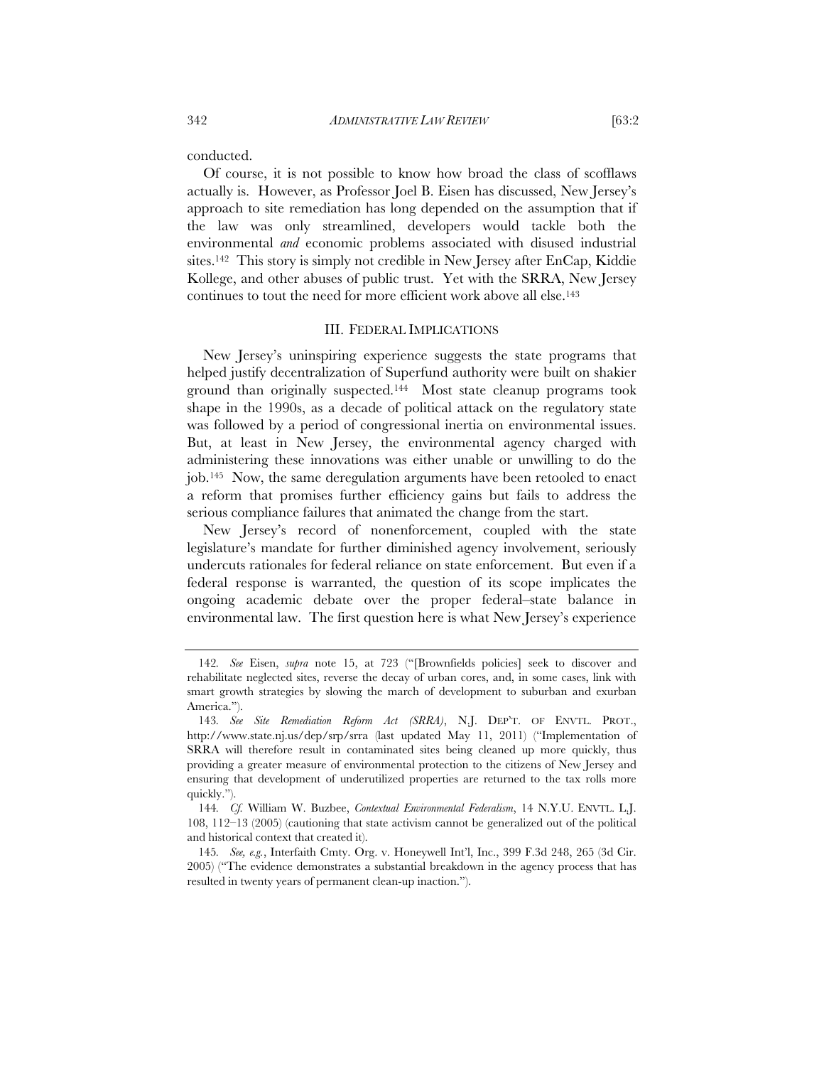conducted.

Of course, it is not possible to know how broad the class of scofflaws actually is. However, as Professor Joel B. Eisen has discussed, New Jersey's approach to site remediation has long depended on the assumption that if the law was only streamlined, developers would tackle both the environmental *and* economic problems associated with disused industrial sites.[142] This story is simply not credible in New Jersey after EnCap, Kiddie Kollege, and other abuses of public trust. Yet with the SRRA, New Jersey continues to tout the need for more efficient work above all else.[143]

## III. FEDERAL IMPLICATIONS

New Jersey's uninspiring experience suggests the state programs that helped justify decentralization of Superfund authority were built on shakier ground than originally suspected.[144] Most state cleanup programs took shape in the 1990s, as a decade of political attack on the regulatory state was followed by a period of congressional inertia on environmental issues. But, at least in New Jersey, the environmental agency charged with administering these innovations was either unable or unwilling to do the job.[145] Now, the same deregulation arguments have been retooled to enact a reform that promises further efficiency gains but fails to address the serious compliance failures that animated the change from the start.

New Jersey's record of nonenforcement, coupled with the state legislature's mandate for further diminished agency involvement, seriously undercuts rationales for federal reliance on state enforcement. But even if a federal response is warranted, the question of its scope implicates the ongoing academic debate over the proper federal–state balance in environmental law. The first question here is what New Jersey's experience

---

142. *See* Eisen, *supra* note 15, at 723 ("[Brownfields policies] seek to discover and rehabilitate neglected sites, reverse the decay of urban cores, and, in some cases, link with smart growth strategies by slowing the march of development to suburban and exurban America.").

143. *See Site Remediation Reform Act (SRRA)*, N.J. DEP'T. OF ENVTL. PROT., http://www.state.nj.us/dep/srp/srra (last updated May 11, 2011) ("Implementation of SRRA will therefore result in contaminated sites being cleaned up more quickly, thus providing a greater measure of environmental protection to the citizens of New Jersey and ensuring that development of underutilized properties are returned to the tax rolls more quickly.").

144. *Cf.* William W. Buzbee, *Contextual Environmental Federalism*, 14 N.Y.U. ENVTL. L.J. 108, 112–13 (2005) (cautioning that state activism cannot be generalized out of the political and historical context that created it).

145. *See, e.g.*, Interfaith Cmty. Org. v. Honeywell Int'l, Inc., 399 F.3d 248, 265 (3d Cir. 2005) ("The evidence demonstrates a substantial breakdown in the agency process that has resulted in twenty years of permanent clean-up inaction.").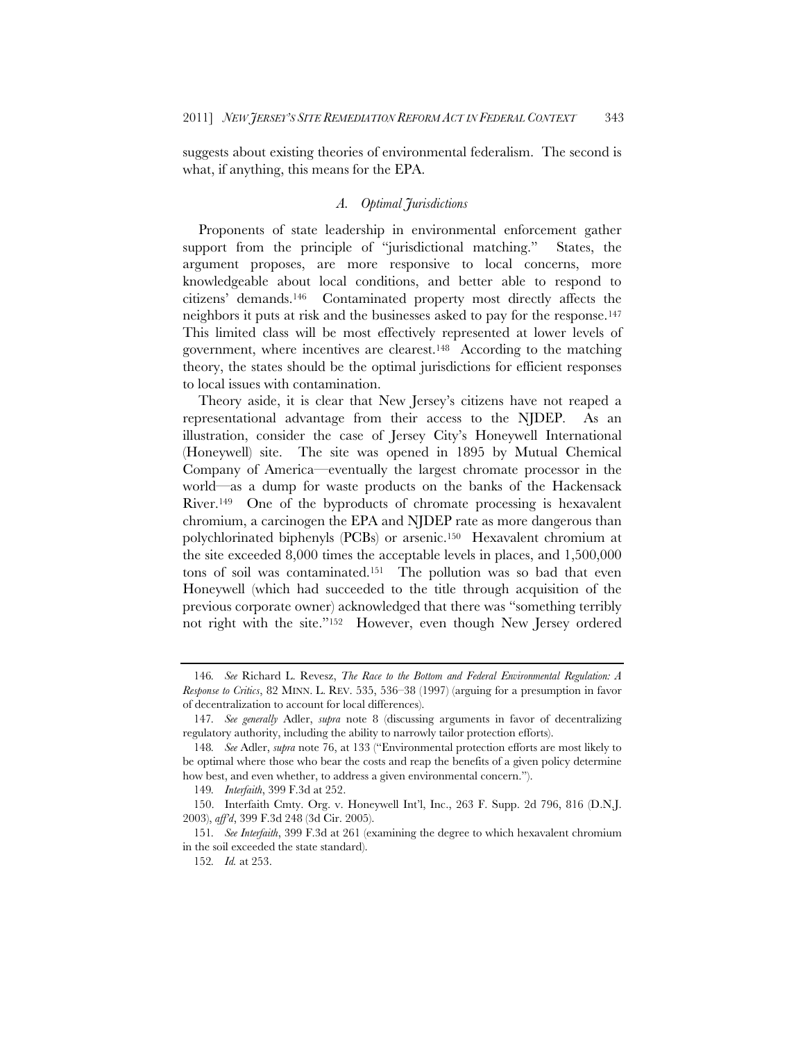suggests about existing theories of environmental federalism. The second is what, if anything, this means for the EPA.

### *A. Optimal Jurisdictions*

Proponents of state leadership in environmental enforcement gather support from the principle of "jurisdictional matching." States, the argument proposes, are more responsive to local concerns, more knowledgeable about local conditions, and better able to respond to citizens' demands.[146] Contaminated property most directly affects the neighbors it puts at risk and the businesses asked to pay for the response.[147] This limited class will be most effectively represented at lower levels of government, where incentives are clearest.[148] According to the matching theory, the states should be the optimal jurisdictions for efficient responses to local issues with contamination.

Theory aside, it is clear that New Jersey's citizens have not reaped a representational advantage from their access to the NJDEP. As an illustration, consider the case of Jersey City's Honeywell International (Honeywell) site. The site was opened in 1895 by Mutual Chemical Company of America—eventually the largest chromate processor in the world—as a dump for waste products on the banks of the Hackensack River.[149] One of the byproducts of chromate processing is hexavalent chromium, a carcinogen the EPA and NJDEP rate as more dangerous than polychlorinated biphenyls (PCBs) or arsenic.[150] Hexavalent chromium at the site exceeded 8,000 times the acceptable levels in places, and 1,500,000 tons of soil was contaminated.[151] The pollution was so bad that even Honeywell (which had succeeded to the title through acquisition of the previous corporate owner) acknowledged that there was "something terribly not right with the site."[152] However, even though New Jersey ordered

---

146. *See* Richard L. Revesz, *The Race to the Bottom and Federal Environmental Regulation: A Response to Critics*, 82 MINN. L. REV. 535, 536–38 (1997) (arguing for a presumption in favor of decentralization to account for local differences).

147. *See generally* Adler, *supra* note 8 (discussing arguments in favor of decentralizing regulatory authority, including the ability to narrowly tailor protection efforts).

148. *See* Adler, *supra* note 76, at 133 ("Environmental protection efforts are most likely to be optimal where those who bear the costs and reap the benefits of a given policy determine how best, and even whether, to address a given environmental concern.").

149. *Interfaith*, 399 F.3d at 252.

150. Interfaith Cmty. Org. v. Honeywell Int'l, Inc., 263 F. Supp. 2d 796, 816 (D.N.J. 2003), *aff'd*, 399 F.3d 248 (3d Cir. 2005).

151. *See Interfaith*, 399 F.3d at 261 (examining the degree to which hexavalent chromium in the soil exceeded the state standard).

152. *Id.* at 253.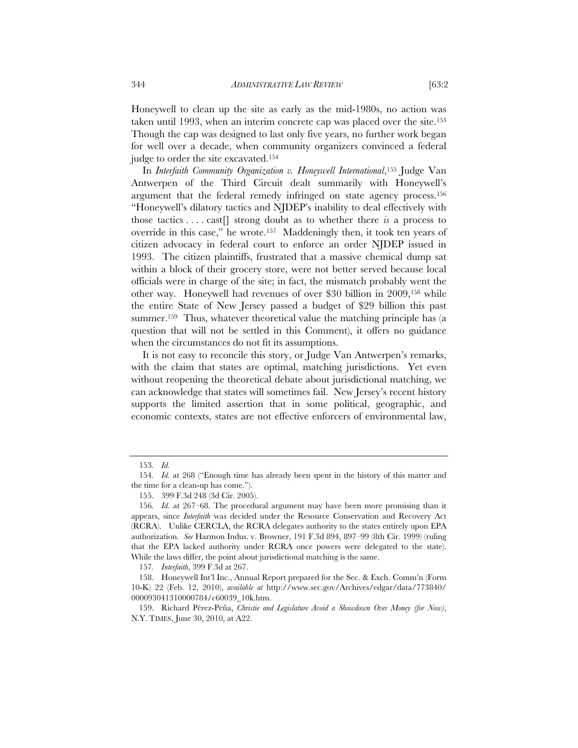Honeywell to clean up the site as early as the mid-1980s, no action was taken until 1993, when an interim concrete cap was placed over the site.[153] Though the cap was designed to last only five years, no further work began for well over a decade, when community organizers convinced a federal judge to order the site excavated.[154]

In *Interfaith Community Organization v. Honeywell International*,[155] Judge Van Antwerpen of the Third Circuit dealt summarily with Honeywell's argument that the federal remedy infringed on state agency process.[156] "Honeywell's dilatory tactics and NJDEP's inability to deal effectively with those tactics . . . . cast[] strong doubt as to whether there *is* a process to override in this case," he wrote.[157] Maddeningly then, it took ten years of citizen advocacy in federal court to enforce an order NJDEP issued in 1993. The citizen plaintiffs, frustrated that a massive chemical dump sat within a block of their grocery store, were not better served because local officials were in charge of the site; in fact, the mismatch probably went the other way. Honeywell had revenues of over $30 billion in 2009,[158] while the entire State of New Jersey passed a budget of $29 billion this past summer.[159] Thus, whatever theoretical value the matching principle has (a question that will not be settled in this Comment), it offers no guidance when the circumstances do not fit its assumptions.

It is not easy to reconcile this story, or Judge Van Antwerpen's remarks, with the claim that states are optimal, matching jurisdictions. Yet even without reopening the theoretical debate about jurisdictional matching, we can acknowledge that states will sometimes fail. New Jersey's recent history supports the limited assertion that in some political, geographic, and economic contexts, states are not effective enforcers of environmental law,

---

153. *Id.*

154. *Id.* at 268 ("Enough time has already been spent in the history of this matter and the time for a clean-up has come.").

155. 399 F.3d 248 (3d Cir. 2005).

156. *Id.* at 267–68. The procedural argument may have been more promising than it appears, since *Interfaith* was decided under the Resource Conservation and Recovery Act (RCRA). Unlike CERCLA, the RCRA delegates authority to the states entirely upon EPA authorization. *See* Harmon Indus. v. Browner, 191 F.3d 894, 897–99 (8th Cir. 1999) (ruling that the EPA lacked authority under RCRA once powers were delegated to the state). While the laws differ, the point about jurisdictional matching is the same.

157. *Interfaith*, 399 F.3d at 267.

158. Honeywell Int'l Inc., Annual Report prepared for the Sec. & Exch. Comm'n (Form 10-K) 22 (Feb. 12, 2010), *available at* http://www.sec.gov/Archives/edgar/data/773840/000093041310000784/c60039_10k.htm.

159. Richard Pérez-Peña, *Christie and Legislature Avoid a Showdown Over Money (for Now)*, N.Y. TIMES, June 30, 2010, at A22.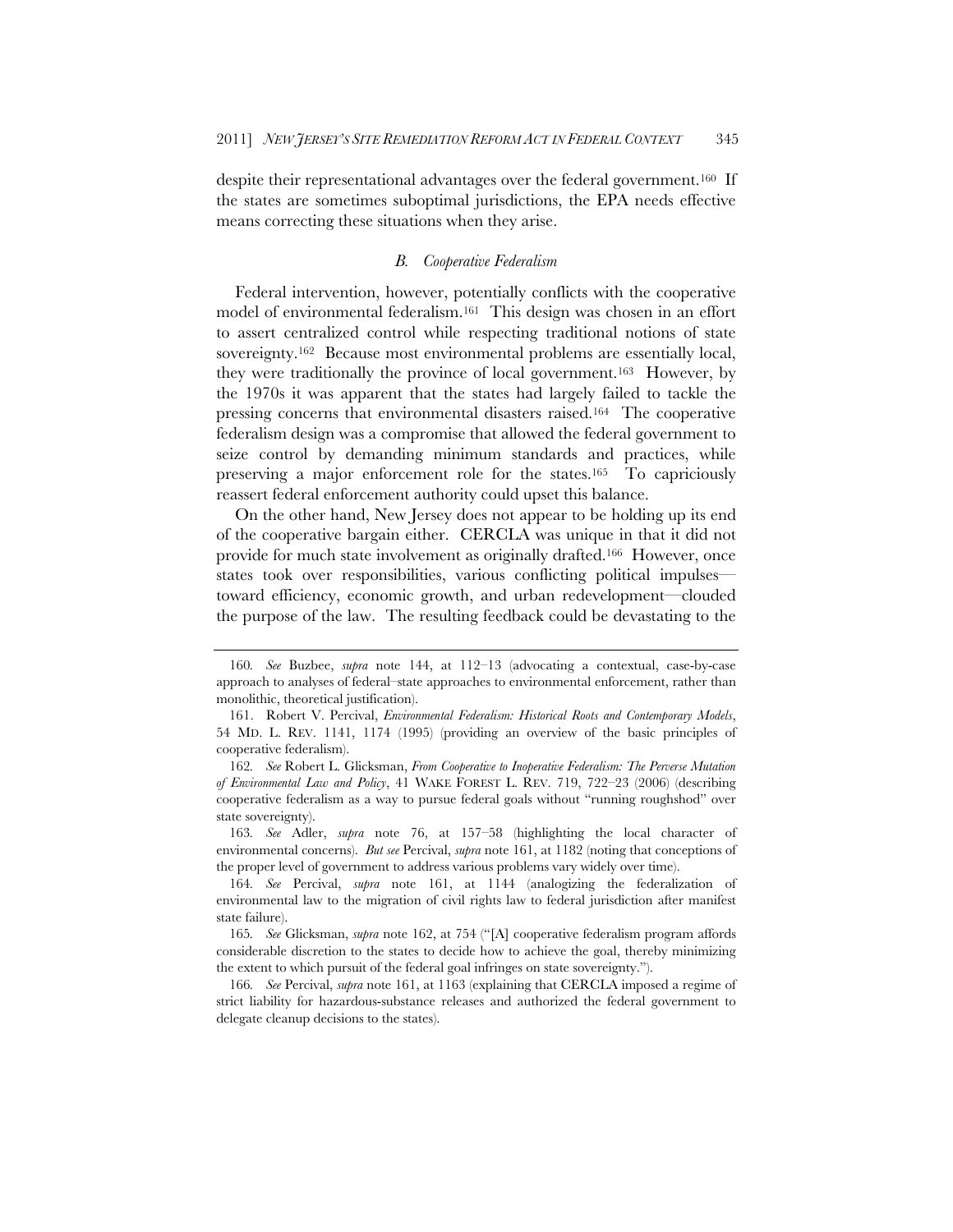despite their representational advantages over the federal government.[160] If the states are sometimes suboptimal jurisdictions, the EPA needs effective means correcting these situations when they arise.

### *B. Cooperative Federalism*

Federal intervention, however, potentially conflicts with the cooperative model of environmental federalism.[161] This design was chosen in an effort to assert centralized control while respecting traditional notions of state sovereignty.[162] Because most environmental problems are essentially local, they were traditionally the province of local government.[163] However, by the 1970s it was apparent that the states had largely failed to tackle the pressing concerns that environmental disasters raised.[164] The cooperative federalism design was a compromise that allowed the federal government to seize control by demanding minimum standards and practices, while preserving a major enforcement role for the states.[165] To capriciously reassert federal enforcement authority could upset this balance.

On the other hand, New Jersey does not appear to be holding up its end of the cooperative bargain either. CERCLA was unique in that it did not provide for much state involvement as originally drafted.[166] However, once states took over responsibilities, various conflicting political impulses—toward efficiency, economic growth, and urban redevelopment—clouded the purpose of the law. The resulting feedback could be devastating to the

---

160. *See* Buzbee, *supra* note 144, at 112–13 (advocating a contextual, case-by-case approach to analyses of federal–state approaches to environmental enforcement, rather than monolithic, theoretical justification).

161. Robert V. Percival, *Environmental Federalism: Historical Roots and Contemporary Models*, 54 MD. L. REV. 1141, 1174 (1995) (providing an overview of the basic principles of cooperative federalism).

162. *See* Robert L. Glicksman, *From Cooperative to Inoperative Federalism: The Perverse Mutation of Environmental Law and Policy*, 41 WAKE FOREST L. REV. 719, 722–23 (2006) (describing cooperative federalism as a way to pursue federal goals without "running roughshod" over state sovereignty).

163. *See* Adler, *supra* note 76, at 157–58 (highlighting the local character of environmental concerns). *But see* Percival, *supra* note 161, at 1182 (noting that conceptions of the proper level of government to address various problems vary widely over time).

164. *See* Percival, *supra* note 161, at 1144 (analogizing the federalization of environmental law to the migration of civil rights law to federal jurisdiction after manifest state failure).

165. *See* Glicksman, *supra* note 162, at 754 ("[A] cooperative federalism program affords considerable discretion to the states to decide how to achieve the goal, thereby minimizing the extent to which pursuit of the federal goal infringes on state sovereignty.").

166. *See* Percival, *supra* note 161, at 1163 (explaining that CERCLA imposed a regime of strict liability for hazardous-substance releases and authorized the federal government to delegate cleanup decisions to the states).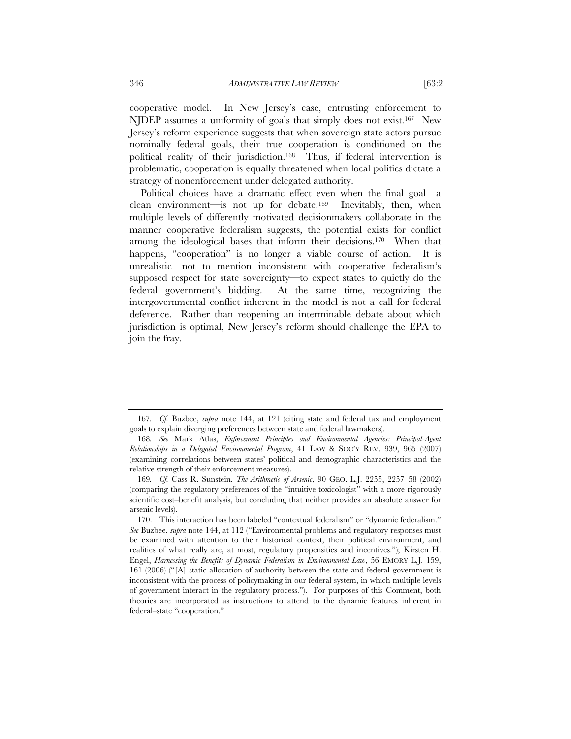cooperative model. In New Jersey's case, entrusting enforcement to NJDEP assumes a uniformity of goals that simply does not exist.[167] New Jersey's reform experience suggests that when sovereign state actors pursue nominally federal goals, their true cooperation is conditioned on the political reality of their jurisdiction.[168] Thus, if federal intervention is problematic, cooperation is equally threatened when local politics dictate a strategy of nonenforcement under delegated authority.

Political choices have a dramatic effect even when the final goal—a clean environment—is not up for debate.[169] Inevitably, then, when multiple levels of differently motivated decisionmakers collaborate in the manner cooperative federalism suggests, the potential exists for conflict among the ideological bases that inform their decisions.[170] When that happens, "cooperation" is no longer a viable course of action. It is unrealistic—not to mention inconsistent with cooperative federalism's supposed respect for state sovereignty—to expect states to quietly do the federal government's bidding. At the same time, recognizing the intergovernmental conflict inherent in the model is not a call for federal deference. Rather than reopening an interminable debate about which jurisdiction is optimal, New Jersey's reform should challenge the EPA to join the fray.

---

167. *Cf.* Buzbee, *supra* note 144, at 121 (citing state and federal tax and employment goals to explain diverging preferences between state and federal lawmakers).

168. *See* Mark Atlas, *Enforcement Principles and Environmental Agencies: Principal-Agent Relationships in a Delegated Environmental Program*, 41 LAW & SOC'Y REV. 939, 965 (2007) (examining correlations between states' political and demographic characteristics and the relative strength of their enforcement measures).

169. *Cf.* Cass R. Sunstein, *The Arithmetic of Arsenic*, 90 GEO. L.J. 2255, 2257–58 (2002) (comparing the regulatory preferences of the "intuitive toxicologist" with a more rigorously scientific cost–benefit analysis, but concluding that neither provides an absolute answer for arsenic levels).

170. This interaction has been labeled "contextual federalism" or "dynamic federalism." *See* Buzbee, *supra* note 144, at 112 ("Environmental problems and regulatory responses must be examined with attention to their historical context, their political environment, and realities of what really are, at most, regulatory propensities and incentives."); Kirsten H. Engel, *Harnessing the Benefits of Dynamic Federalism in Environmental Law*, 56 EMORY L.J. 159, 161 (2006) ("[A] static allocation of authority between the state and federal government is inconsistent with the process of policymaking in our federal system, in which multiple levels of government interact in the regulatory process."). For purposes of this Comment, both theories are incorporated as instructions to attend to the dynamic features inherent in federal–state "cooperation."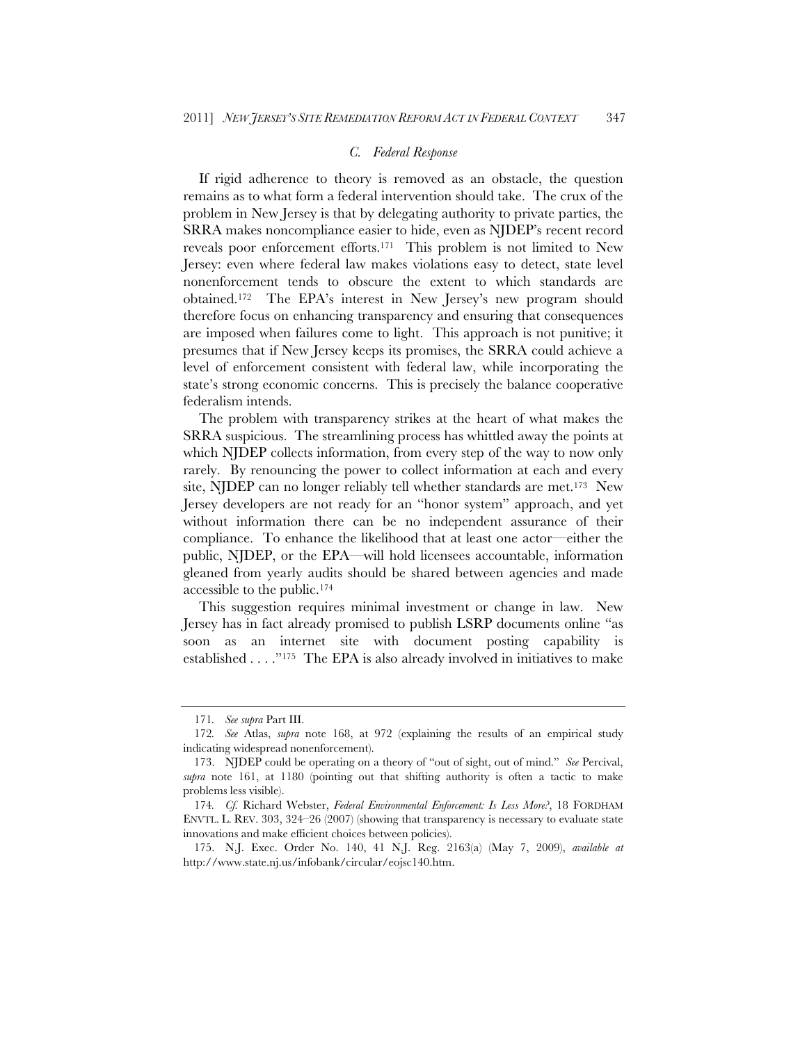### *C. Federal Response*

If rigid adherence to theory is removed as an obstacle, the question remains as to what form a federal intervention should take. The crux of the problem in New Jersey is that by delegating authority to private parties, the SRRA makes noncompliance easier to hide, even as NJDEP's recent record reveals poor enforcement efforts.[171] This problem is not limited to New Jersey: even where federal law makes violations easy to detect, state level nonenforcement tends to obscure the extent to which standards are obtained.[172] The EPA's interest in New Jersey's new program should therefore focus on enhancing transparency and ensuring that consequences are imposed when failures come to light. This approach is not punitive; it presumes that if New Jersey keeps its promises, the SRRA could achieve a level of enforcement consistent with federal law, while incorporating the state's strong economic concerns. This is precisely the balance cooperative federalism intends.

The problem with transparency strikes at the heart of what makes the SRRA suspicious. The streamlining process has whittled away the points at which NJDEP collects information, from every step of the way to now only rarely. By renouncing the power to collect information at each and every site, NJDEP can no longer reliably tell whether standards are met.[173] New Jersey developers are not ready for an "honor system" approach, and yet without information there can be no independent assurance of their compliance. To enhance the likelihood that at least one actor—either the public, NJDEP, or the EPA—will hold licensees accountable, information gleaned from yearly audits should be shared between agencies and made accessible to the public.[174]

This suggestion requires minimal investment or change in law. New Jersey has in fact already promised to publish LSRP documents online "as soon as an internet site with document posting capability is established . . . ."[175] The EPA is also already involved in initiatives to make

---

171. *See supra* Part III.

172. *See* Atlas, *supra* note 168, at 972 (explaining the results of an empirical study indicating widespread nonenforcement).

173. NJDEP could be operating on a theory of "out of sight, out of mind." *See* Percival, *supra* note 161, at 1180 (pointing out that shifting authority is often a tactic to make problems less visible).

174. *Cf.* Richard Webster, *Federal Environmental Enforcement: Is Less More?*, 18 FORDHAM ENVTL. L. REV. 303, 324–26 (2007) (showing that transparency is necessary to evaluate state innovations and make efficient choices between policies).

175. N.J. Exec. Order No. 140, 41 N.J. Reg. 2163(a) (May 7, 2009), *available at* http://www.state.nj.us/infobank/circular/eojsc140.htm.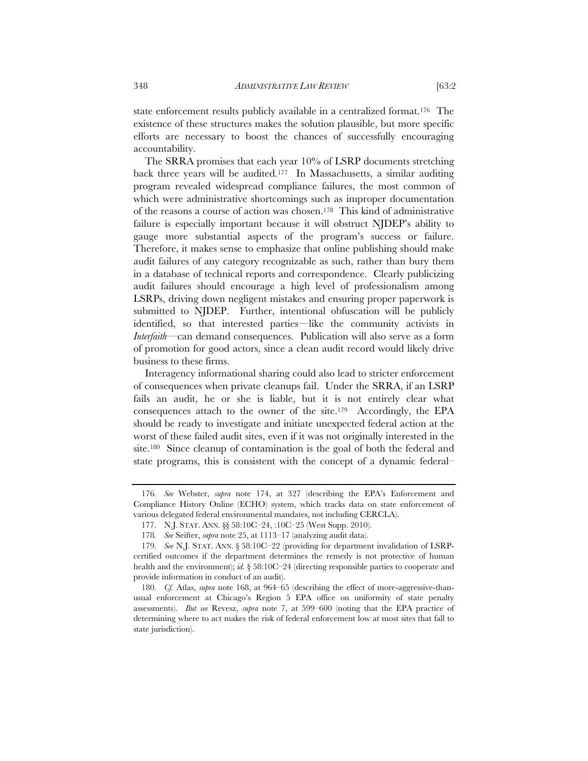state enforcement results publicly available in a centralized format.[176] The existence of these structures makes the solution plausible, but more specific efforts are necessary to boost the chances of successfully encouraging accountability.

The SRRA promises that each year 10% of LSRP documents stretching back three years will be audited.[177] In Massachusetts, a similar auditing program revealed widespread compliance failures, the most common of which were administrative shortcomings such as improper documentation of the reasons a course of action was chosen.[178] This kind of administrative failure is especially important because it will obstruct NJDEP's ability to gauge more substantial aspects of the program's success or failure. Therefore, it makes sense to emphasize that online publishing should make audit failures of any category recognizable as such, rather than bury them in a database of technical reports and correspondence. Clearly publicizing audit failures should encourage a high level of professionalism among LSRPs, driving down negligent mistakes and ensuring proper paperwork is submitted to NJDEP. Further, intentional obfuscation will be publicly identified, so that interested parties—like the community activists in *Interfaith*—can demand consequences. Publication will also serve as a form of promotion for good actors, since a clean audit record would likely drive business to these firms.

Interagency informational sharing could also lead to stricter enforcement of consequences when private cleanups fail. Under the SRRA, if an LSRP fails an audit, he or she is liable, but it is not entirely clear what consequences attach to the owner of the site.[179] Accordingly, the EPA should be ready to investigate and initiate unexpected federal action at the worst of these failed audit sites, even if it was not originally interested in the site.[180] Since cleanup of contamination is the goal of both the federal and state programs, this is consistent with the concept of a dynamic federal–

---

176. *See* Webster, *supra* note 174, at 327 (describing the EPA's Enforcement and Compliance History Online (ECHO) system, which tracks data on state enforcement of various delegated federal environmental mandates, not including CERCLA).

177. N.J. STAT. ANN. §§ 58:10C–24, :10C–25 (West Supp. 2010).

178. *See* Seifter, *supra* note 25, at 1113–17 (analyzing audit data).

179. *See* N.J. STAT. ANN. § 58:10C–22 (providing for department invalidation of LSRP-certified outcomes if the department determines the remedy is not protective of human health and the environment); *id.* § 58:10C–24 (directing responsible parties to cooperate and provide information in conduct of an audit).

180. *Cf.* Atlas, *supra* note 168, at 964–65 (describing the effect of more-aggressive-than-usual enforcement at Chicago's Region 5 EPA office on uniformity of state penalty assessments). *But see* Revesz, *supra* note 7, at 599–600 (noting that the EPA practice of determining where to act makes the risk of federal enforcement low at most sites that fall to state jurisdiction).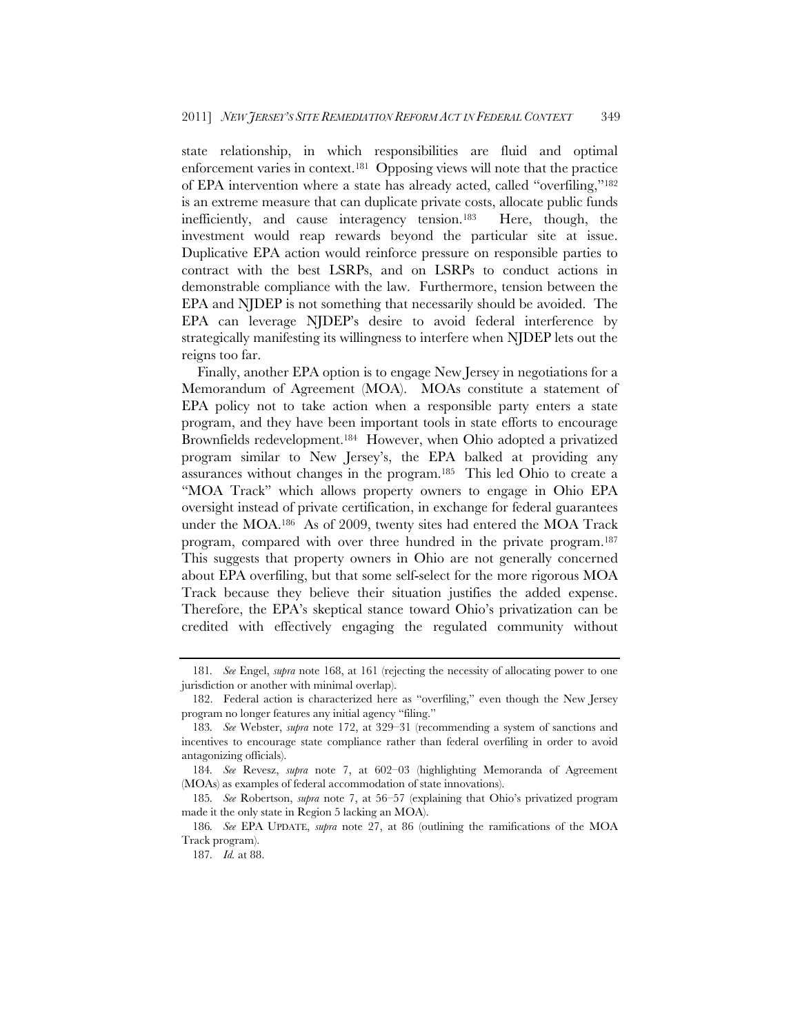state relationship, in which responsibilities are fluid and optimal enforcement varies in context.[181] Opposing views will note that the practice of EPA intervention where a state has already acted, called "overfiling,"[182] is an extreme measure that can duplicate private costs, allocate public funds inefficiently, and cause interagency tension.[183] Here, though, the investment would reap rewards beyond the particular site at issue. Duplicative EPA action would reinforce pressure on responsible parties to contract with the best LSRPs, and on LSRPs to conduct actions in demonstrable compliance with the law. Furthermore, tension between the EPA and NJDEP is not something that necessarily should be avoided. The EPA can leverage NJDEP's desire to avoid federal interference by strategically manifesting its willingness to interfere when NJDEP lets out the reigns too far.

Finally, another EPA option is to engage New Jersey in negotiations for a Memorandum of Agreement (MOA). MOAs constitute a statement of EPA policy not to take action when a responsible party enters a state program, and they have been important tools in state efforts to encourage Brownfields redevelopment.[184] However, when Ohio adopted a privatized program similar to New Jersey's, the EPA balked at providing any assurances without changes in the program.[185] This led Ohio to create a "MOA Track" which allows property owners to engage in Ohio EPA oversight instead of private certification, in exchange for federal guarantees under the MOA.[186] As of 2009, twenty sites had entered the MOA Track program, compared with over three hundred in the private program.[187] This suggests that property owners in Ohio are not generally concerned about EPA overfiling, but that some self-select for the more rigorous MOA Track because they believe their situation justifies the added expense. Therefore, the EPA's skeptical stance toward Ohio's privatization can be credited with effectively engaging the regulated community without

---

181. *See* Engel, *supra* note 168, at 161 (rejecting the necessity of allocating power to one jurisdiction or another with minimal overlap).

182. Federal action is characterized here as "overfiling," even though the New Jersey program no longer features any initial agency "filing."

183. *See* Webster, *supra* note 172, at 329–31 (recommending a system of sanctions and incentives to encourage state compliance rather than federal overfiling in order to avoid antagonizing officials).

184. *See* Revesz, *supra* note 7, at 602–03 (highlighting Memoranda of Agreement (MOAs) as examples of federal accommodation of state innovations).

185. *See* Robertson, *supra* note 7, at 56–57 (explaining that Ohio's privatized program made it the only state in Region 5 lacking an MOA).

186. *See* EPA UPDATE, *supra* note 27, at 86 (outlining the ramifications of the MOA Track program).

187. *Id.* at 88.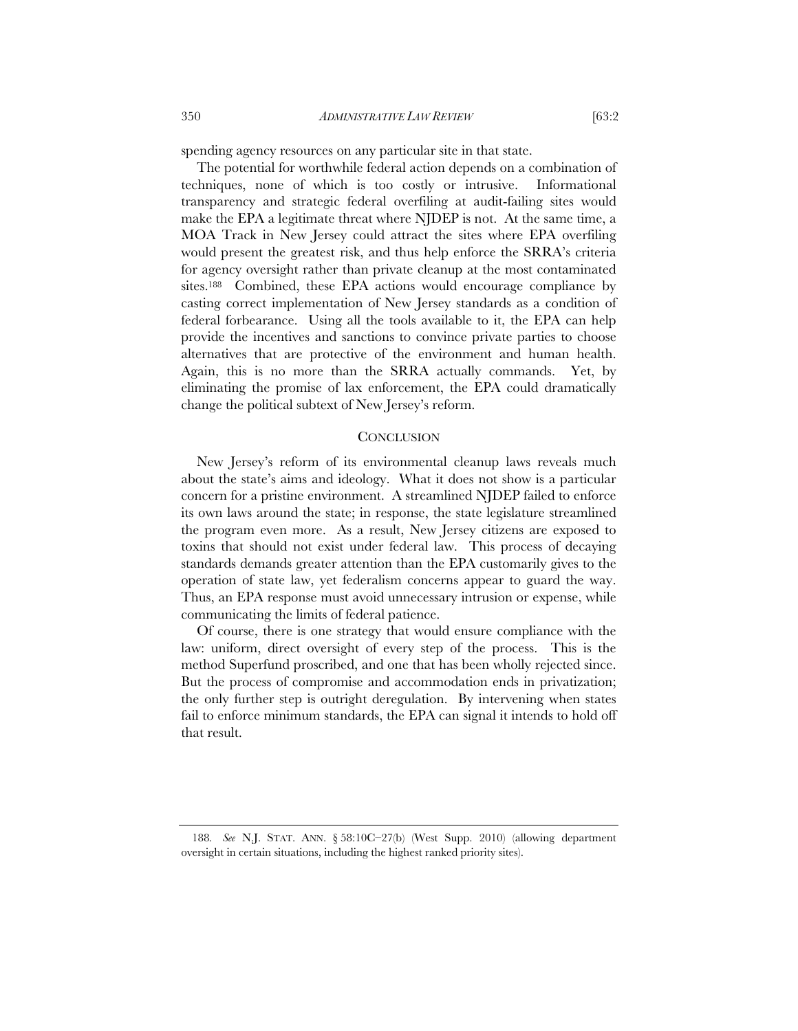spending agency resources on any particular site in that state.

The potential for worthwhile federal action depends on a combination of techniques, none of which is too costly or intrusive. Informational transparency and strategic federal overfiling at audit-failing sites would make the EPA a legitimate threat where NJDEP is not. At the same time, a MOA Track in New Jersey could attract the sites where EPA overfiling would present the greatest risk, and thus help enforce the SRRA's criteria for agency oversight rather than private cleanup at the most contaminated sites.[188] Combined, these EPA actions would encourage compliance by casting correct implementation of New Jersey standards as a condition of federal forbearance. Using all the tools available to it, the EPA can help provide the incentives and sanctions to convince private parties to choose alternatives that are protective of the environment and human health. Again, this is no more than the SRRA actually commands. Yet, by eliminating the promise of lax enforcement, the EPA could dramatically change the political subtext of New Jersey's reform.

## CONCLUSION

New Jersey's reform of its environmental cleanup laws reveals much about the state's aims and ideology. What it does not show is a particular concern for a pristine environment. A streamlined NJDEP failed to enforce its own laws around the state; in response, the state legislature streamlined the program even more. As a result, New Jersey citizens are exposed to toxins that should not exist under federal law. This process of decaying standards demands greater attention than the EPA customarily gives to the operation of state law, yet federalism concerns appear to guard the way. Thus, an EPA response must avoid unnecessary intrusion or expense, while communicating the limits of federal patience.

Of course, there is one strategy that would ensure compliance with the law: uniform, direct oversight of every step of the process. This is the method Superfund proscribed, and one that has been wholly rejected since. But the process of compromise and accommodation ends in privatization; the only further step is outright deregulation. By intervening when states fail to enforce minimum standards, the EPA can signal it intends to hold off that result.

---

188. *See* N.J. STAT. ANN. § 58:10C–27(b) (West Supp. 2010) (allowing department oversight in certain situations, including the highest ranked priority sites).